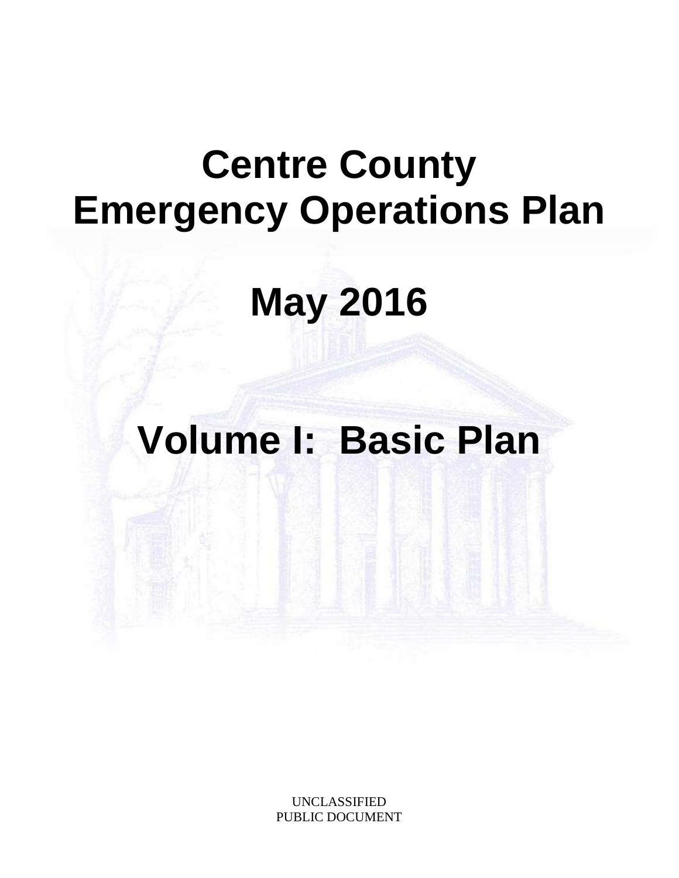# Centre County Emergency Operations Plan

# May 2016

# Volume I: Basic Plan

UNCLASSIFIED
PUBLIC DOCUMENT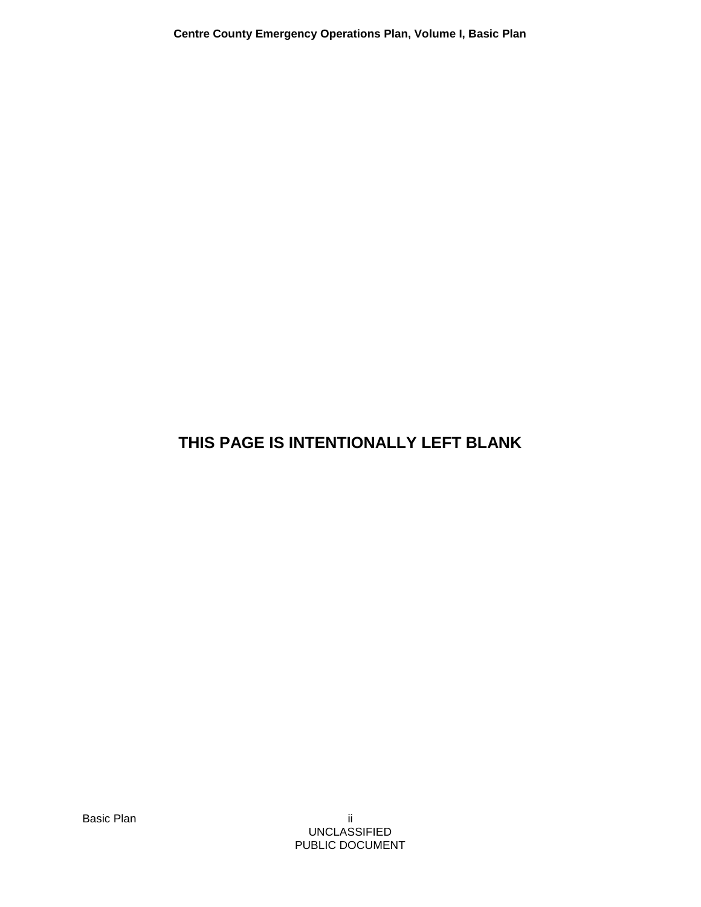**THIS PAGE IS INTENTIONALLY LEFT BLANK**

UNCLASSIFIED
PUBLIC DOCUMENT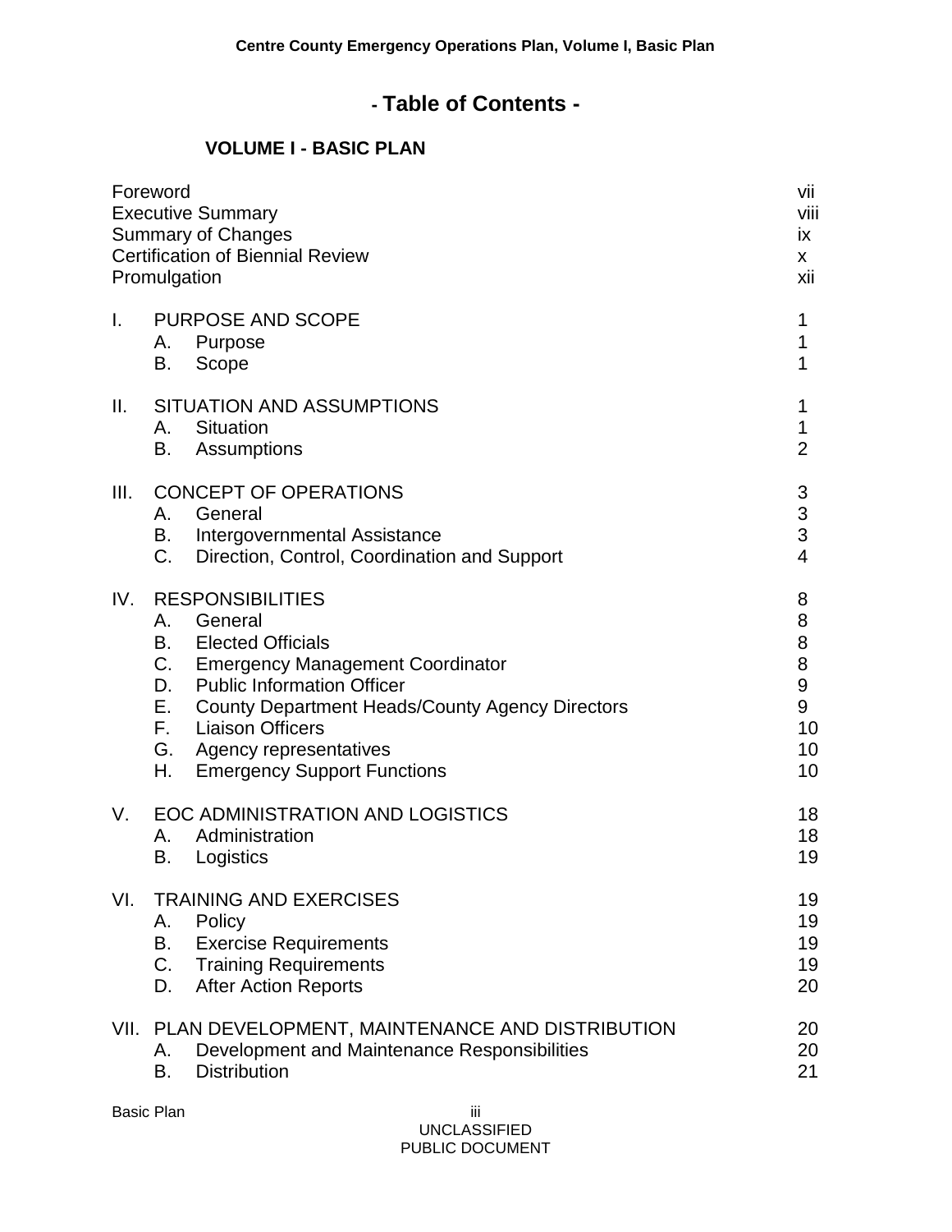# - Table of Contents -

## VOLUME I - BASIC PLAN

| | |
|---|---|
| Foreword | vii |
| Executive Summary | viii |
| Summary of Changes | ix |
| Certification of Biennial Review | x |
| Promulgation | xii |
| | |
| I. PURPOSE AND SCOPE | 1 |
| A. Purpose | 1 |
| B. Scope | 1 |
| | |
| II. SITUATION AND ASSUMPTIONS | 1 |
| A. Situation | 1 |
| B. Assumptions | 2 |
| | |
| III. CONCEPT OF OPERATIONS | 3 |
| A. General | 3 |
| B. Intergovernmental Assistance | 3 |
| C. Direction, Control, Coordination and Support | 4 |
| | |
| IV. RESPONSIBILITIES | 8 |
| A. General | 8 |
| B. Elected Officials | 8 |
| C. Emergency Management Coordinator | 8 |
| D. Public Information Officer | 9 |
| E. County Department Heads/County Agency Directors | 9 |
| F. Liaison Officers | 10 |
| G. Agency representatives | 10 |
| H. Emergency Support Functions | 10 |
| | |
| V. EOC ADMINISTRATION AND LOGISTICS | 18 |
| A. Administration | 18 |
| B. Logistics | 19 |
| | |
| VI. TRAINING AND EXERCISES | 19 |
| A. Policy | 19 |
| B. Exercise Requirements | 19 |
| C. Training Requirements | 19 |
| D. After Action Reports | 20 |
| | |
| VII. PLAN DEVELOPMENT, MAINTENANCE AND DISTRIBUTION | 20 |
| A. Development and Maintenance Responsibilities | 20 |
| B. Distribution | 21 |

UNCLASSIFIED
PUBLIC DOCUMENT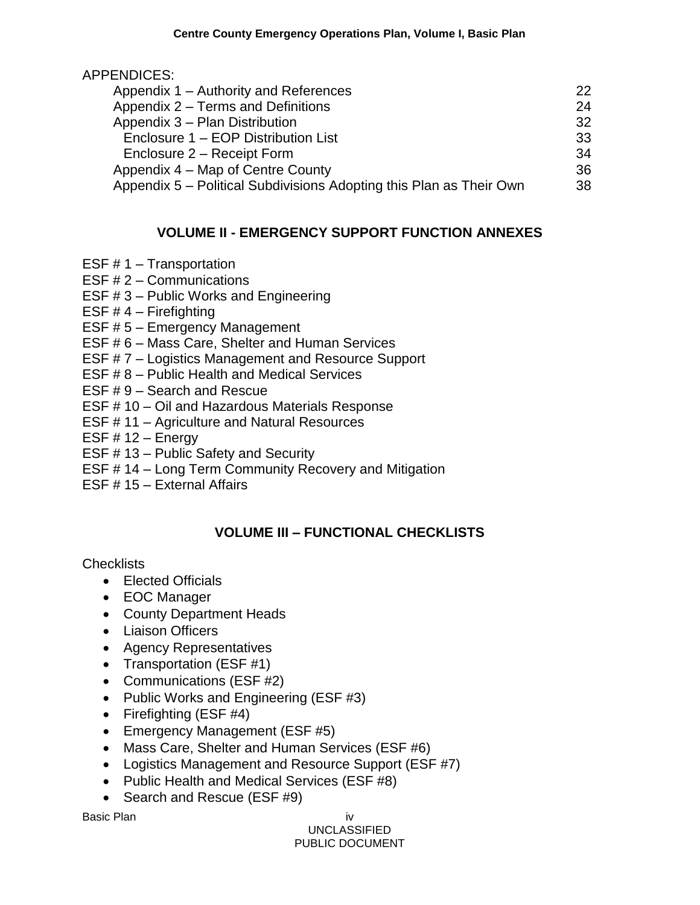APPENDICES:

| | |
|---|---|
| Appendix 1 – Authority and References | 22 |
| Appendix 2 – Terms and Definitions | 24 |
| Appendix 3 – Plan Distribution | 32 |
| Enclosure 1 – EOP Distribution List | 33 |
| Enclosure 2 – Receipt Form | 34 |
| Appendix 4 – Map of Centre County | 36 |
| Appendix 5 – Political Subdivisions Adopting this Plan as Their Own | 38 |

## VOLUME II - EMERGENCY SUPPORT FUNCTION ANNEXES

ESF # 1 – Transportation
ESF # 2 – Communications
ESF # 3 – Public Works and Engineering
ESF # 4 – Firefighting
ESF # 5 – Emergency Management
ESF # 6 – Mass Care, Shelter and Human Services
ESF # 7 – Logistics Management and Resource Support
ESF # 8 – Public Health and Medical Services
ESF # 9 – Search and Rescue
ESF # 10 – Oil and Hazardous Materials Response
ESF # 11 – Agriculture and Natural Resources
ESF # 12 – Energy
ESF # 13 – Public Safety and Security
ESF # 14 – Long Term Community Recovery and Mitigation
ESF # 15 – External Affairs

## VOLUME III – FUNCTIONAL CHECKLISTS

Checklists

- Elected Officials
- EOC Manager
- County Department Heads
- Liaison Officers
- Agency Representatives
- Transportation (ESF #1)
- Communications (ESF #2)
- Public Works and Engineering (ESF #3)
- Firefighting (ESF #4)
- Emergency Management (ESF #5)
- Mass Care, Shelter and Human Services (ESF #6)
- Logistics Management and Resource Support (ESF #7)
- Public Health and Medical Services (ESF #8)
- Search and Rescue (ESF #9)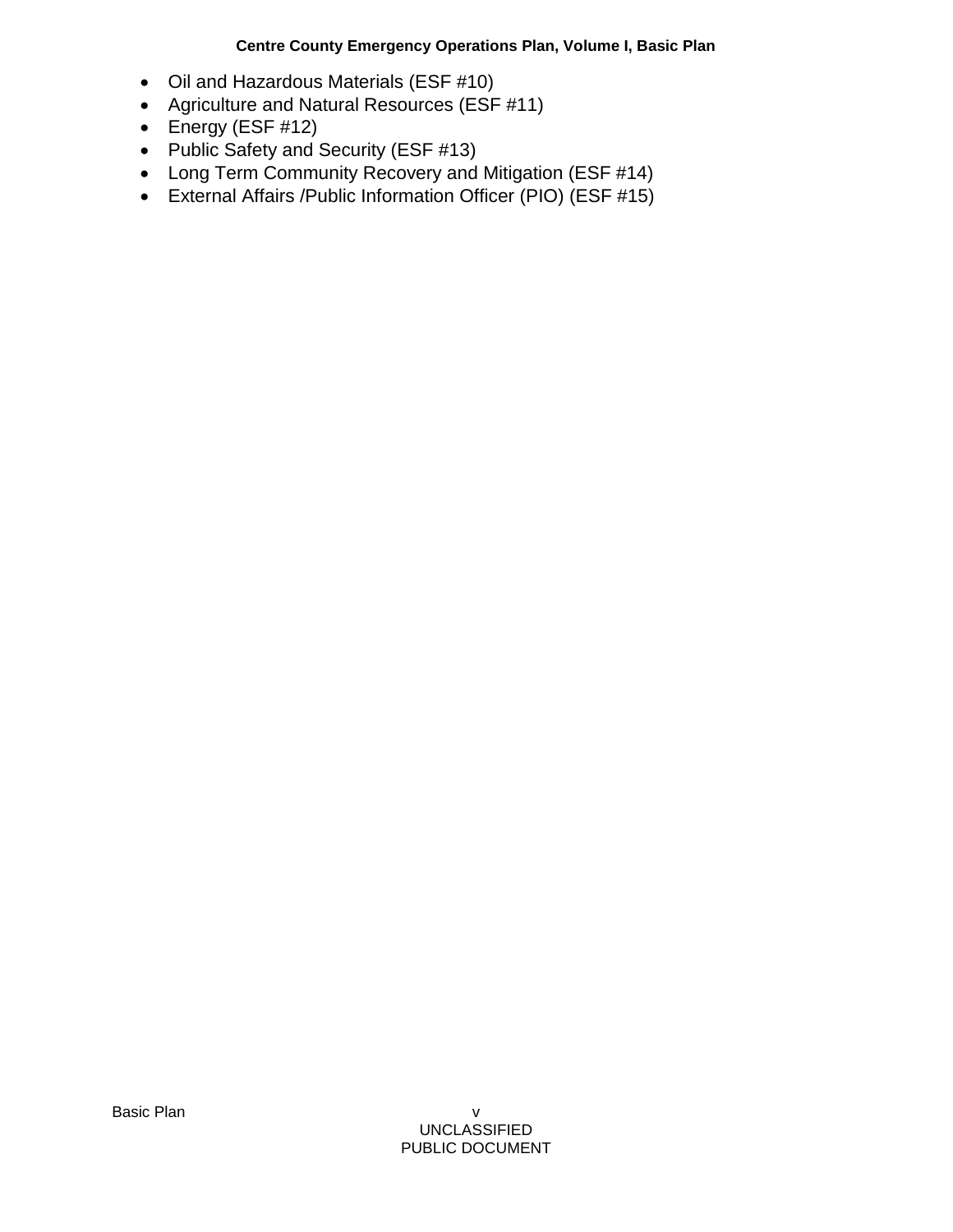- Oil and Hazardous Materials (ESF #10)
- Agriculture and Natural Resources (ESF #11)
- Energy (ESF #12)
- Public Safety and Security (ESF #13)
- Long Term Community Recovery and Mitigation (ESF #14)
- External Affairs /Public Information Officer (PIO) (ESF #15)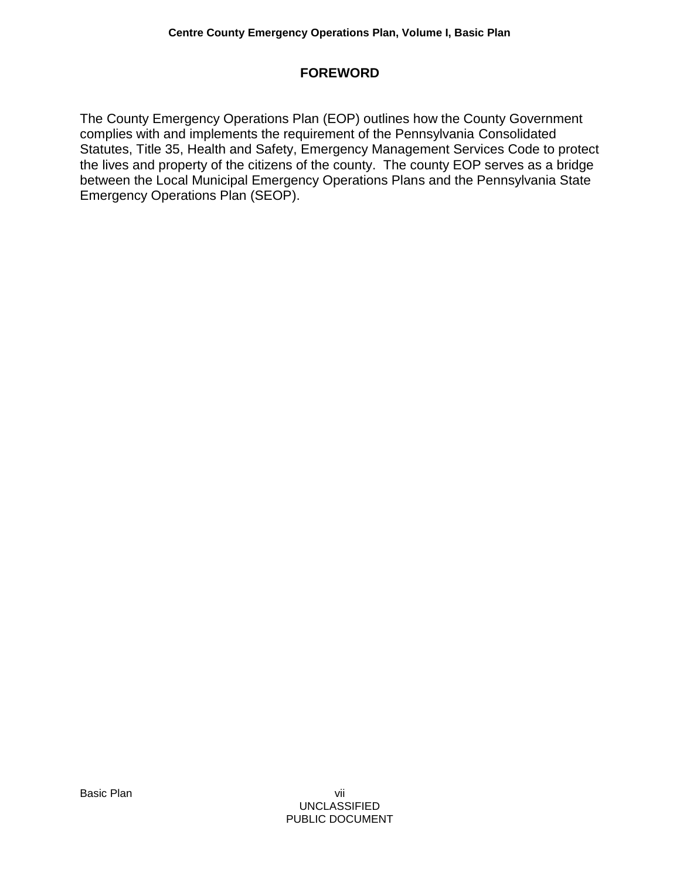## FOREWORD

The County Emergency Operations Plan (EOP) outlines how the County Government complies with and implements the requirement of the Pennsylvania Consolidated Statutes, Title 35, Health and Safety, Emergency Management Services Code to protect the lives and property of the citizens of the county. The county EOP serves as a bridge between the Local Municipal Emergency Operations Plans and the Pennsylvania State Emergency Operations Plan (SEOP).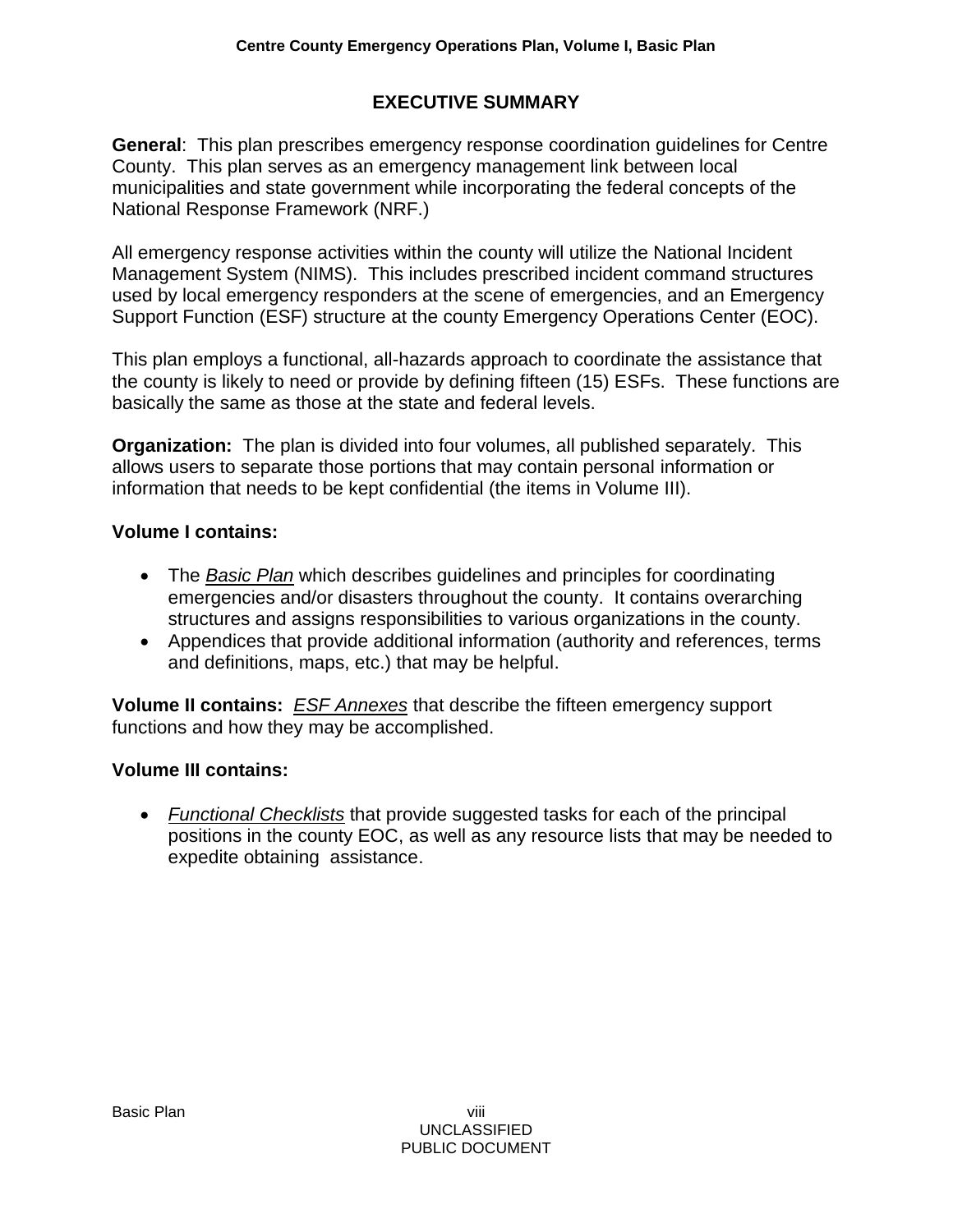# EXECUTIVE SUMMARY

**General**: This plan prescribes emergency response coordination guidelines for Centre County. This plan serves as an emergency management link between local municipalities and state government while incorporating the federal concepts of the National Response Framework (NRF.)

All emergency response activities within the county will utilize the National Incident Management System (NIMS). This includes prescribed incident command structures used by local emergency responders at the scene of emergencies, and an Emergency Support Function (ESF) structure at the county Emergency Operations Center (EOC).

This plan employs a functional, all-hazards approach to coordinate the assistance that the county is likely to need or provide by defining fifteen (15) ESFs. These functions are basically the same as those at the state and federal levels.

**Organization:** The plan is divided into four volumes, all published separately. This allows users to separate those portions that may contain personal information or information that needs to be kept confidential (the items in Volume III).

**Volume I contains:**

- The <u>*Basic Plan*</u> which describes guidelines and principles for coordinating emergencies and/or disasters throughout the county. It contains overarching structures and assigns responsibilities to various organizations in the county.
- Appendices that provide additional information (authority and references, terms and definitions, maps, etc.) that may be helpful.

**Volume II contains:** <u>*ESF Annexes*</u> that describe the fifteen emergency support functions and how they may be accomplished.

**Volume III contains:**

- <u>*Functional Checklists*</u> that provide suggested tasks for each of the principal positions in the county EOC, as well as any resource lists that may be needed to expedite obtaining assistance.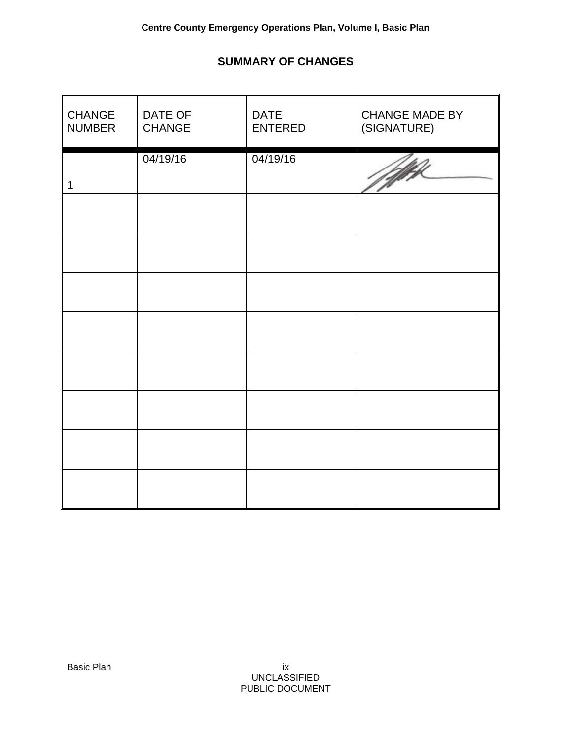## SUMMARY OF CHANGES

| CHANGE NUMBER | DATE OF CHANGE | DATE ENTERED | CHANGE MADE BY (SIGNATURE) |
|---|---|---|---|
| 1 | 04/19/16 | 04/19/16 | [signature] |
| | | | |
| | | | |
| | | | |
| | | | |
| | | | |
| | | | |
| | | | |
| | | | |

UNCLASSIFIED
PUBLIC DOCUMENT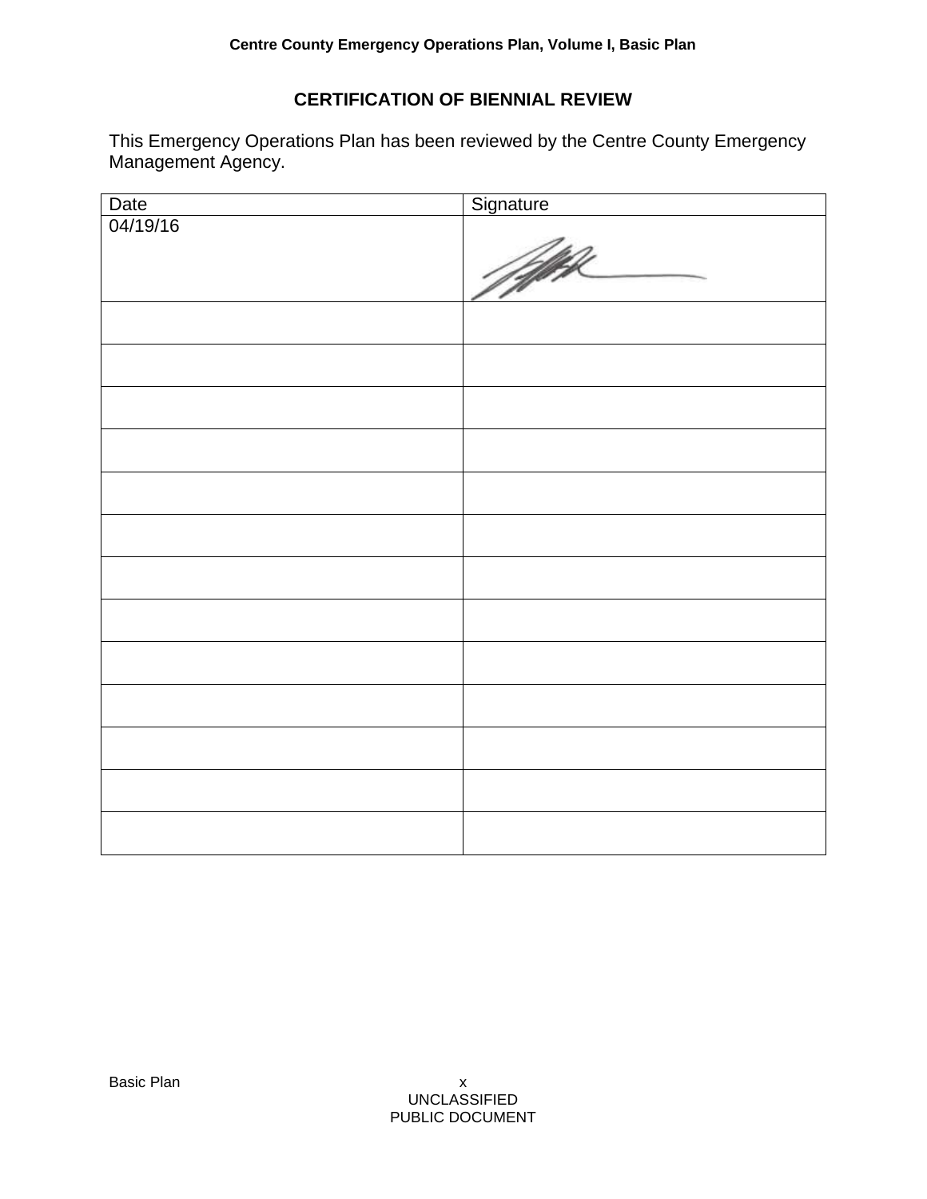## CERTIFICATION OF BIENNIAL REVIEW

This Emergency Operations Plan has been reviewed by the Centre County Emergency Management Agency.

| Date | Signature |
|---|---|
| 04/19/16 | |
| | |
| | |
| | |
| | |
| | |
| | |
| | |
| | |
| | |
| | |
| | |
| | |
| | |

UNCLASSIFIED
PUBLIC DOCUMENT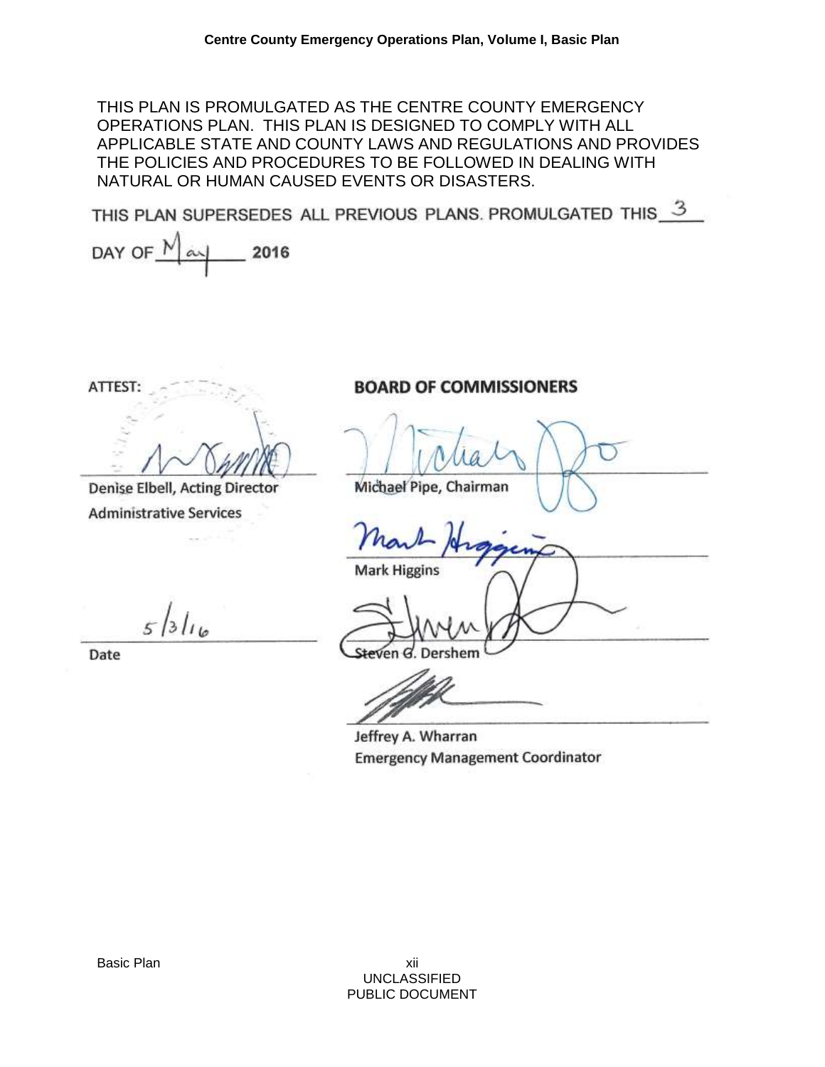THIS PLAN IS PROMULGATED AS THE CENTRE COUNTY EMERGENCY OPERATIONS PLAN. THIS PLAN IS DESIGNED TO COMPLY WITH ALL APPLICABLE STATE AND COUNTY LAWS AND REGULATIONS AND PROVIDES THE POLICIES AND PROCEDURES TO BE FOLLOWED IN DEALING WITH NATURAL OR HUMAN CAUSED EVENTS OR DISASTERS.

THIS PLAN SUPERSEDES ALL PREVIOUS PLANS. PROMULGATED THIS 3 DAY OF May 2016

ATTEST:

Denise Elbell, Acting Director
Administrative Services

5/3/16
Date

**BOARD OF COMMISSIONERS**

Michael Pipe, Chairman

Mark Higgins

Steven G. Dershem

Jeffrey A. Wharran
Emergency Management Coordinator

UNCLASSIFIED
PUBLIC DOCUMENT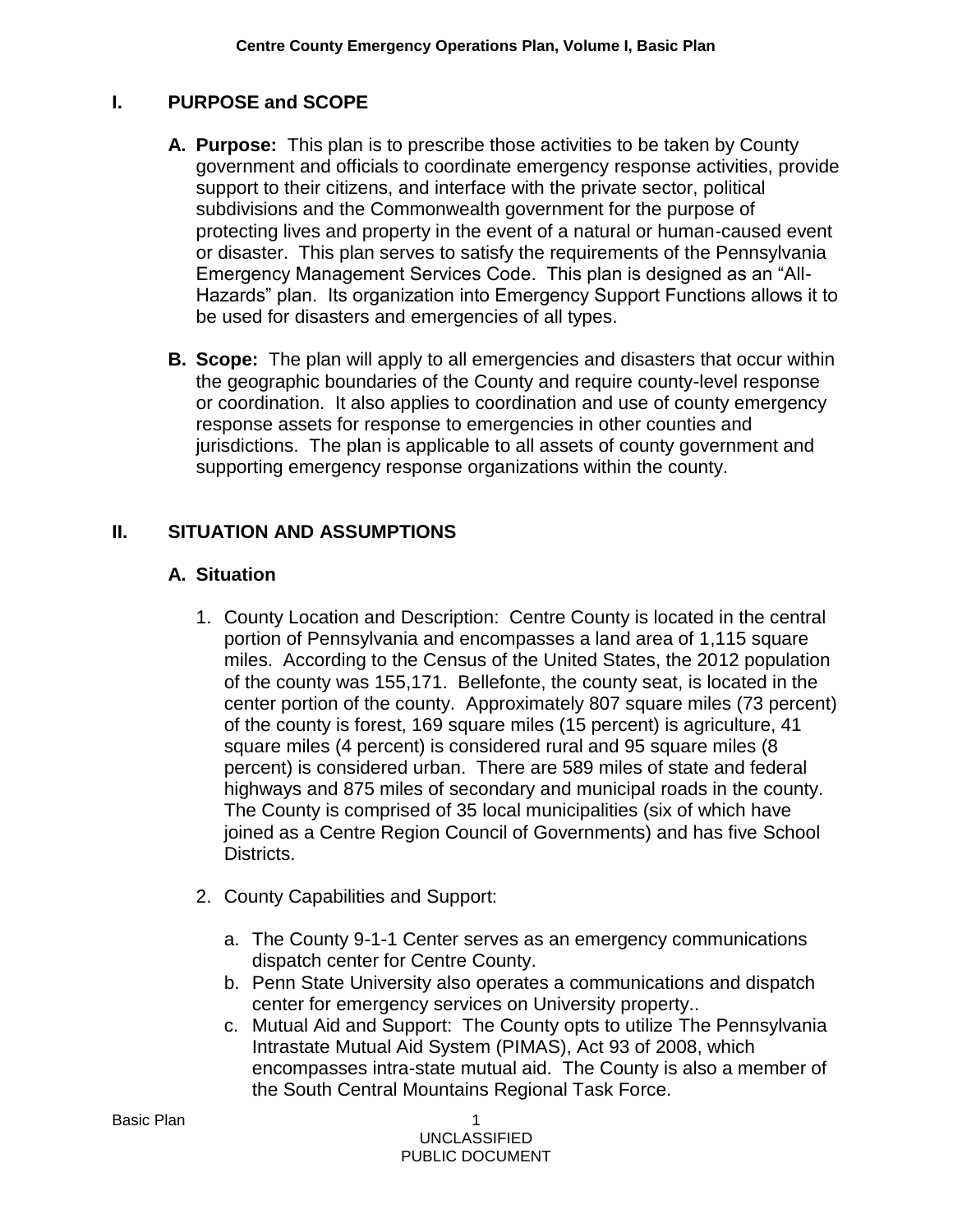## I. PURPOSE and SCOPE

A. **Purpose:** This plan is to prescribe those activities to be taken by County government and officials to coordinate emergency response activities, provide support to their citizens, and interface with the private sector, political subdivisions and the Commonwealth government for the purpose of protecting lives and property in the event of a natural or human-caused event or disaster. This plan serves to satisfy the requirements of the Pennsylvania Emergency Management Services Code. This plan is designed as an "All-Hazards" plan. Its organization into Emergency Support Functions allows it to be used for disasters and emergencies of all types.

B. **Scope:** The plan will apply to all emergencies and disasters that occur within the geographic boundaries of the County and require county-level response or coordination. It also applies to coordination and use of county emergency response assets for response to emergencies in other counties and jurisdictions. The plan is applicable to all assets of county government and supporting emergency response organizations within the county.

## II. SITUATION AND ASSUMPTIONS

### A. Situation

1. County Location and Description: Centre County is located in the central portion of Pennsylvania and encompasses a land area of 1,115 square miles. According to the Census of the United States, the 2012 population of the county was 155,171. Bellefonte, the county seat, is located in the center portion of the county. Approximately 807 square miles (73 percent) of the county is forest, 169 square miles (15 percent) is agriculture, 41 square miles (4 percent) is considered rural and 95 square miles (8 percent) is considered urban. There are 589 miles of state and federal highways and 875 miles of secondary and municipal roads in the county. The County is comprised of 35 local municipalities (six of which have joined as a Centre Region Council of Governments) and has five School Districts.

2. County Capabilities and Support:

   a. The County 9-1-1 Center serves as an emergency communications dispatch center for Centre County.
   b. Penn State University also operates a communications and dispatch center for emergency services on University property..
   c. Mutual Aid and Support: The County opts to utilize The Pennsylvania Intrastate Mutual Aid System (PIMAS), Act 93 of 2008, which encompasses intra-state mutual aid. The County is also a member of the South Central Mountains Regional Task Force.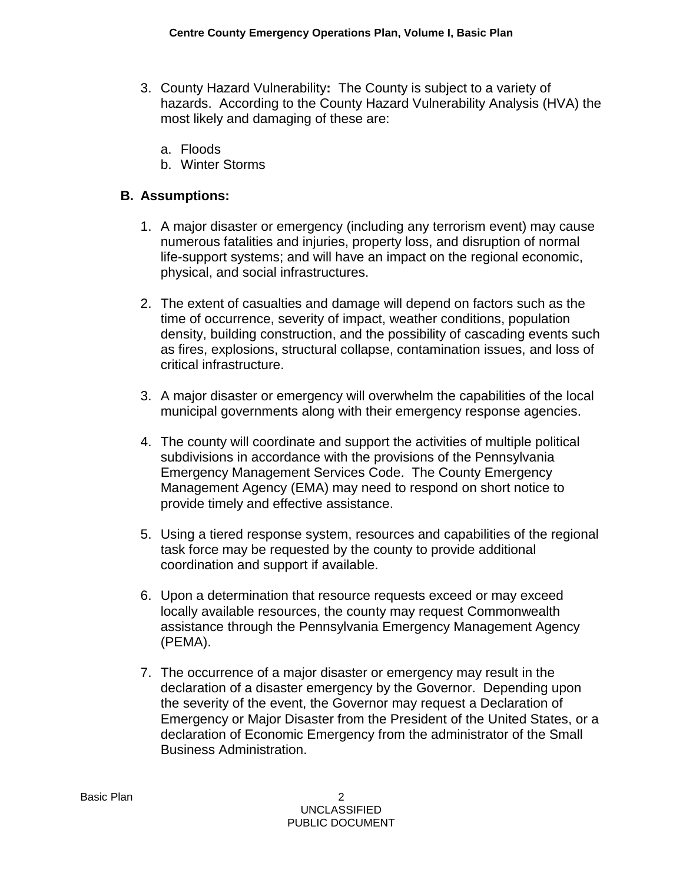3. County Hazard Vulnerability**:** The County is subject to a variety of hazards. According to the County Hazard Vulnerability Analysis (HVA) the most likely and damaging of these are:

    a. Floods
    b. Winter Storms

**B. Assumptions:**

1. A major disaster or emergency (including any terrorism event) may cause numerous fatalities and injuries, property loss, and disruption of normal life-support systems; and will have an impact on the regional economic, physical, and social infrastructures.

2. The extent of casualties and damage will depend on factors such as the time of occurrence, severity of impact, weather conditions, population density, building construction, and the possibility of cascading events such as fires, explosions, structural collapse, contamination issues, and loss of critical infrastructure.

3. A major disaster or emergency will overwhelm the capabilities of the local municipal governments along with their emergency response agencies.

4. The county will coordinate and support the activities of multiple political subdivisions in accordance with the provisions of the Pennsylvania Emergency Management Services Code. The County Emergency Management Agency (EMA) may need to respond on short notice to provide timely and effective assistance.

5. Using a tiered response system, resources and capabilities of the regional task force may be requested by the county to provide additional coordination and support if available.

6. Upon a determination that resource requests exceed or may exceed locally available resources, the county may request Commonwealth assistance through the Pennsylvania Emergency Management Agency (PEMA).

7. The occurrence of a major disaster or emergency may result in the declaration of a disaster emergency by the Governor. Depending upon the severity of the event, the Governor may request a Declaration of Emergency or Major Disaster from the President of the United States, or a declaration of Economic Emergency from the administrator of the Small Business Administration.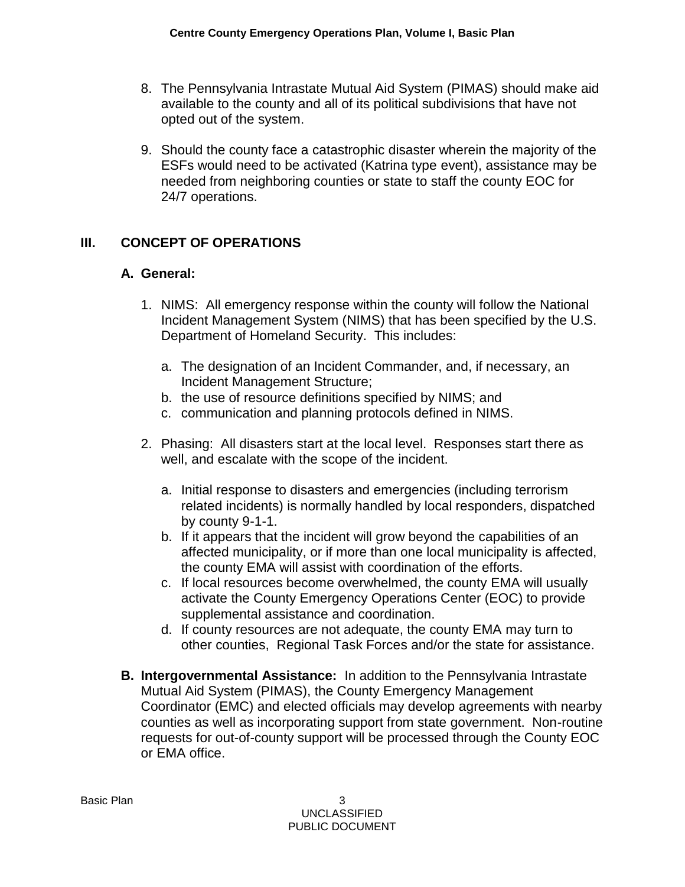8. The Pennsylvania Intrastate Mutual Aid System (PIMAS) should make aid available to the county and all of its political subdivisions that have not opted out of the system.

9. Should the county face a catastrophic disaster wherein the majority of the ESFs would need to be activated (Katrina type event), assistance may be needed from neighboring counties or state to staff the county EOC for 24/7 operations.

## III. CONCEPT OF OPERATIONS

### A. General:

1. NIMS: All emergency response within the county will follow the National Incident Management System (NIMS) that has been specified by the U.S. Department of Homeland Security. This includes:

   a. The designation of an Incident Commander, and, if necessary, an Incident Management Structure;
   b. the use of resource definitions specified by NIMS; and
   c. communication and planning protocols defined in NIMS.

2. Phasing: All disasters start at the local level. Responses start there as well, and escalate with the scope of the incident.

   a. Initial response to disasters and emergencies (including terrorism related incidents) is normally handled by local responders, dispatched by county 9-1-1.
   b. If it appears that the incident will grow beyond the capabilities of an affected municipality, or if more than one local municipality is affected, the county EMA will assist with coordination of the efforts.
   c. If local resources become overwhelmed, the county EMA will usually activate the County Emergency Operations Center (EOC) to provide supplemental assistance and coordination.
   d. If county resources are not adequate, the county EMA may turn to other counties, Regional Task Forces and/or the state for assistance.

**B. Intergovernmental Assistance:** In addition to the Pennsylvania Intrastate Mutual Aid System (PIMAS), the County Emergency Management Coordinator (EMC) and elected officials may develop agreements with nearby counties as well as incorporating support from state government. Non-routine requests for out-of-county support will be processed through the County EOC or EMA office.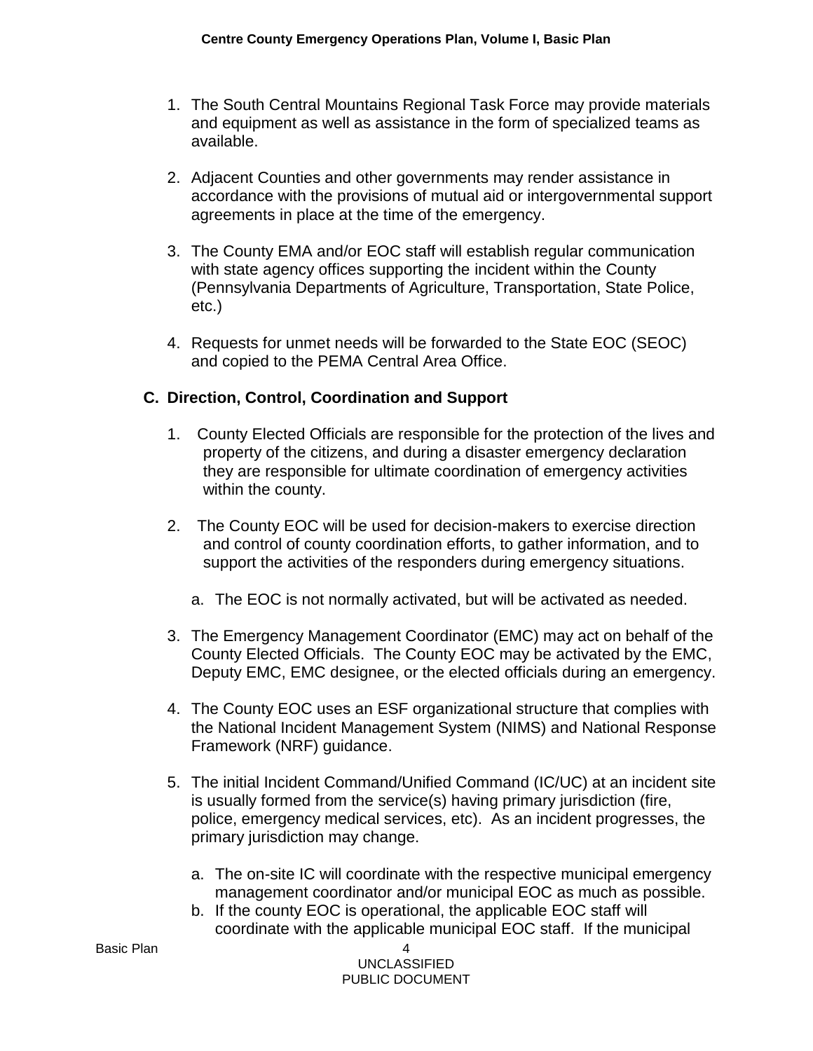1. The South Central Mountains Regional Task Force may provide materials and equipment as well as assistance in the form of specialized teams as available.

2. Adjacent Counties and other governments may render assistance in accordance with the provisions of mutual aid or intergovernmental support agreements in place at the time of the emergency.

3. The County EMA and/or EOC staff will establish regular communication with state agency offices supporting the incident within the County (Pennsylvania Departments of Agriculture, Transportation, State Police, etc.)

4. Requests for unmet needs will be forwarded to the State EOC (SEOC) and copied to the PEMA Central Area Office.

## C. Direction, Control, Coordination and Support

1. County Elected Officials are responsible for the protection of the lives and property of the citizens, and during a disaster emergency declaration they are responsible for ultimate coordination of emergency activities within the county.

2. The County EOC will be used for decision-makers to exercise direction and control of county coordination efforts, to gather information, and to support the activities of the responders during emergency situations.

   a. The EOC is not normally activated, but will be activated as needed.

3. The Emergency Management Coordinator (EMC) may act on behalf of the County Elected Officials. The County EOC may be activated by the EMC, Deputy EMC, EMC designee, or the elected officials during an emergency.

4. The County EOC uses an ESF organizational structure that complies with the National Incident Management System (NIMS) and National Response Framework (NRF) guidance.

5. The initial Incident Command/Unified Command (IC/UC) at an incident site is usually formed from the service(s) having primary jurisdiction (fire, police, emergency medical services, etc). As an incident progresses, the primary jurisdiction may change.

   a. The on-site IC will coordinate with the respective municipal emergency management coordinator and/or municipal EOC as much as possible.
   b. If the county EOC is operational, the applicable EOC staff will coordinate with the applicable municipal EOC staff. If the municipal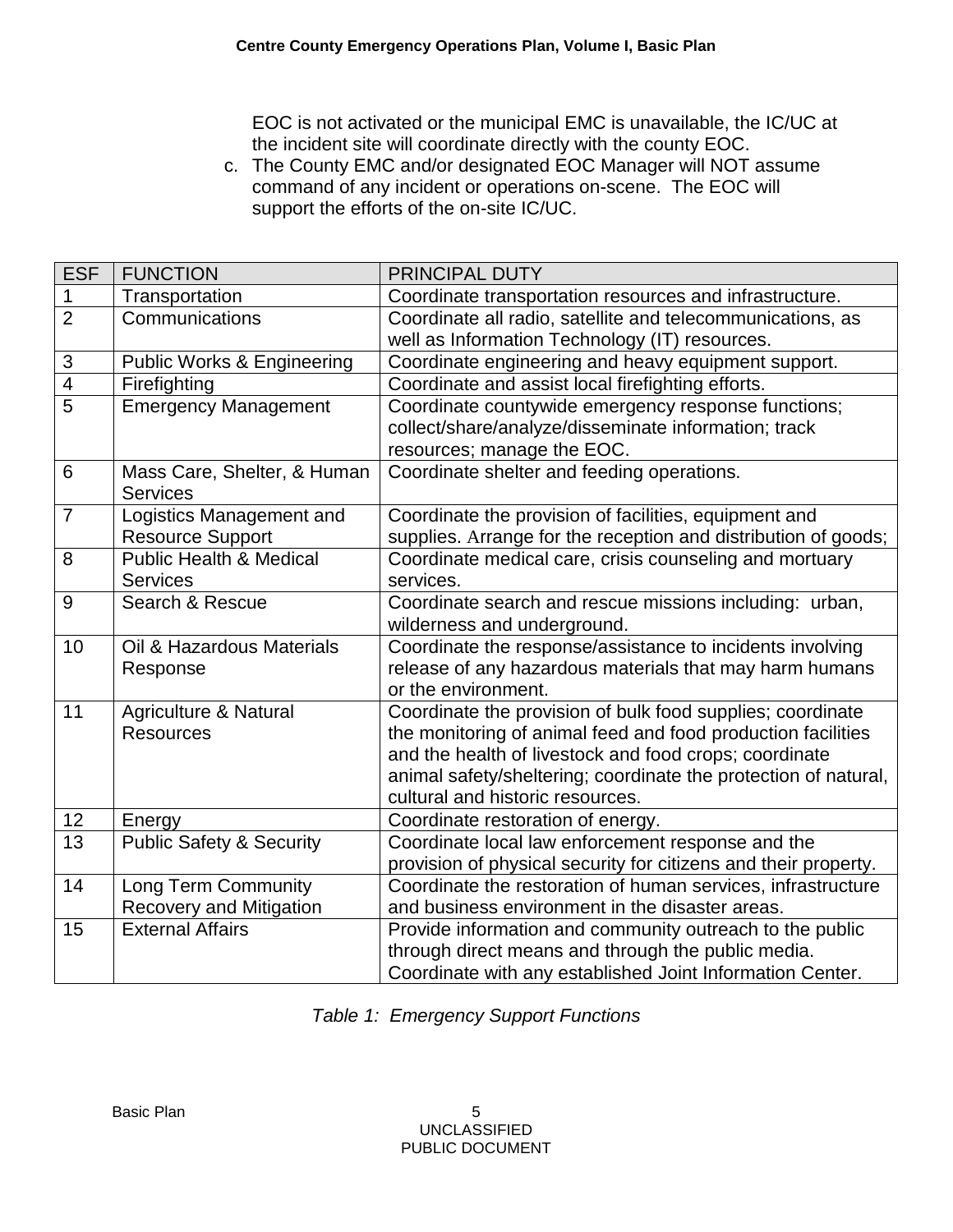EOC is not activated or the municipal EMC is unavailable, the IC/UC at the incident site will coordinate directly with the county EOC.

c. The County EMC and/or designated EOC Manager will NOT assume command of any incident or operations on-scene. The EOC will support the efforts of the on-site IC/UC.

| ESF | FUNCTION | PRINCIPAL DUTY |
|---|---|---|
| 1 | Transportation | Coordinate transportation resources and infrastructure. |
| 2 | Communications | Coordinate all radio, satellite and telecommunications, as well as Information Technology (IT) resources. |
| 3 | Public Works & Engineering | Coordinate engineering and heavy equipment support. |
| 4 | Firefighting | Coordinate and assist local firefighting efforts. |
| 5 | Emergency Management | Coordinate countywide emergency response functions; collect/share/analyze/disseminate information; track resources; manage the EOC. |
| 6 | Mass Care, Shelter, & Human Services | Coordinate shelter and feeding operations. |
| 7 | Logistics Management and Resource Support | Coordinate the provision of facilities, equipment and supplies. Arrange for the reception and distribution of goods; |
| 8 | Public Health & Medical Services | Coordinate medical care, crisis counseling and mortuary services. |
| 9 | Search & Rescue | Coordinate search and rescue missions including: urban, wilderness and underground. |
| 10 | Oil & Hazardous Materials Response | Coordinate the response/assistance to incidents involving release of any hazardous materials that may harm humans or the environment. |
| 11 | Agriculture & Natural Resources | Coordinate the provision of bulk food supplies; coordinate the monitoring of animal feed and food production facilities and the health of livestock and food crops; coordinate animal safety/sheltering; coordinate the protection of natural, cultural and historic resources. |
| 12 | Energy | Coordinate restoration of energy. |
| 13 | Public Safety & Security | Coordinate local law enforcement response and the provision of physical security for citizens and their property. |
| 14 | Long Term Community Recovery and Mitigation | Coordinate the restoration of human services, infrastructure and business environment in the disaster areas. |
| 15 | External Affairs | Provide information and community outreach to the public through direct means and through the public media. Coordinate with any established Joint Information Center. |

*Table 1: Emergency Support Functions*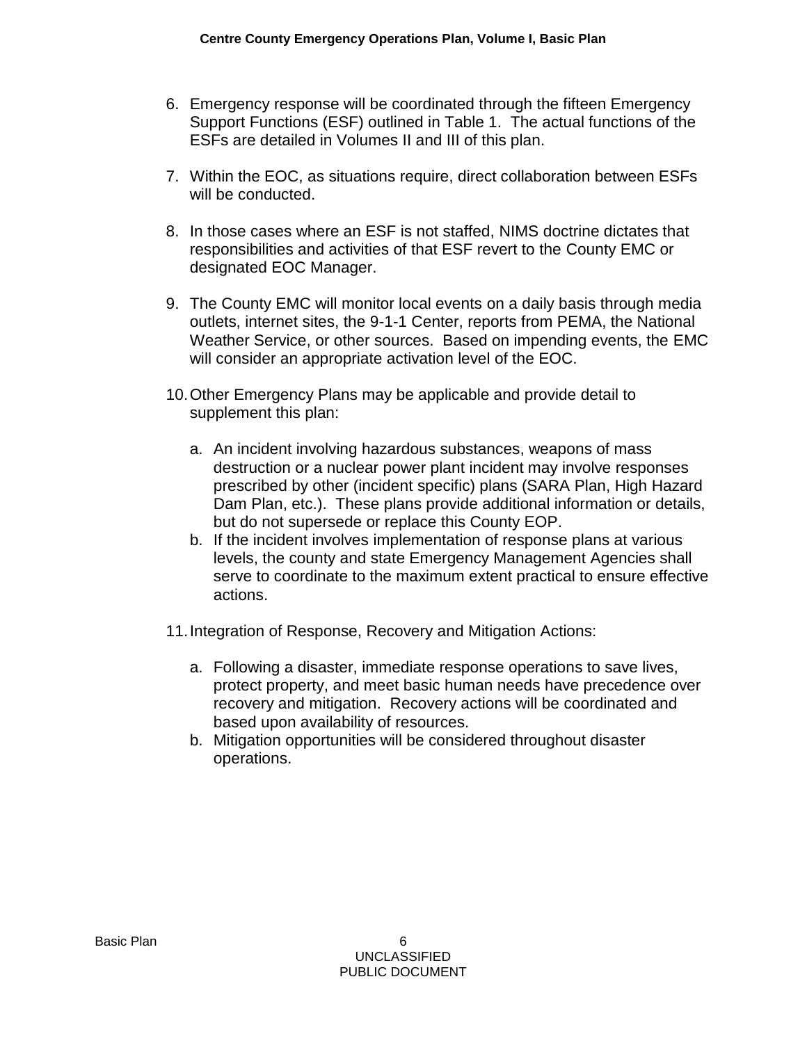6. Emergency response will be coordinated through the fifteen Emergency Support Functions (ESF) outlined in Table 1. The actual functions of the ESFs are detailed in Volumes II and III of this plan.

7. Within the EOC, as situations require, direct collaboration between ESFs will be conducted.

8. In those cases where an ESF is not staffed, NIMS doctrine dictates that responsibilities and activities of that ESF revert to the County EMC or designated EOC Manager.

9. The County EMC will monitor local events on a daily basis through media outlets, internet sites, the 9-1-1 Center, reports from PEMA, the National Weather Service, or other sources. Based on impending events, the EMC will consider an appropriate activation level of the EOC.

10. Other Emergency Plans may be applicable and provide detail to supplement this plan:

    a. An incident involving hazardous substances, weapons of mass destruction or a nuclear power plant incident may involve responses prescribed by other (incident specific) plans (SARA Plan, High Hazard Dam Plan, etc.). These plans provide additional information or details, but do not supersede or replace this County EOP.
    b. If the incident involves implementation of response plans at various levels, the county and state Emergency Management Agencies shall serve to coordinate to the maximum extent practical to ensure effective actions.

11. Integration of Response, Recovery and Mitigation Actions:

    a. Following a disaster, immediate response operations to save lives, protect property, and meet basic human needs have precedence over recovery and mitigation. Recovery actions will be coordinated and based upon availability of resources.
    b. Mitigation opportunities will be considered throughout disaster operations.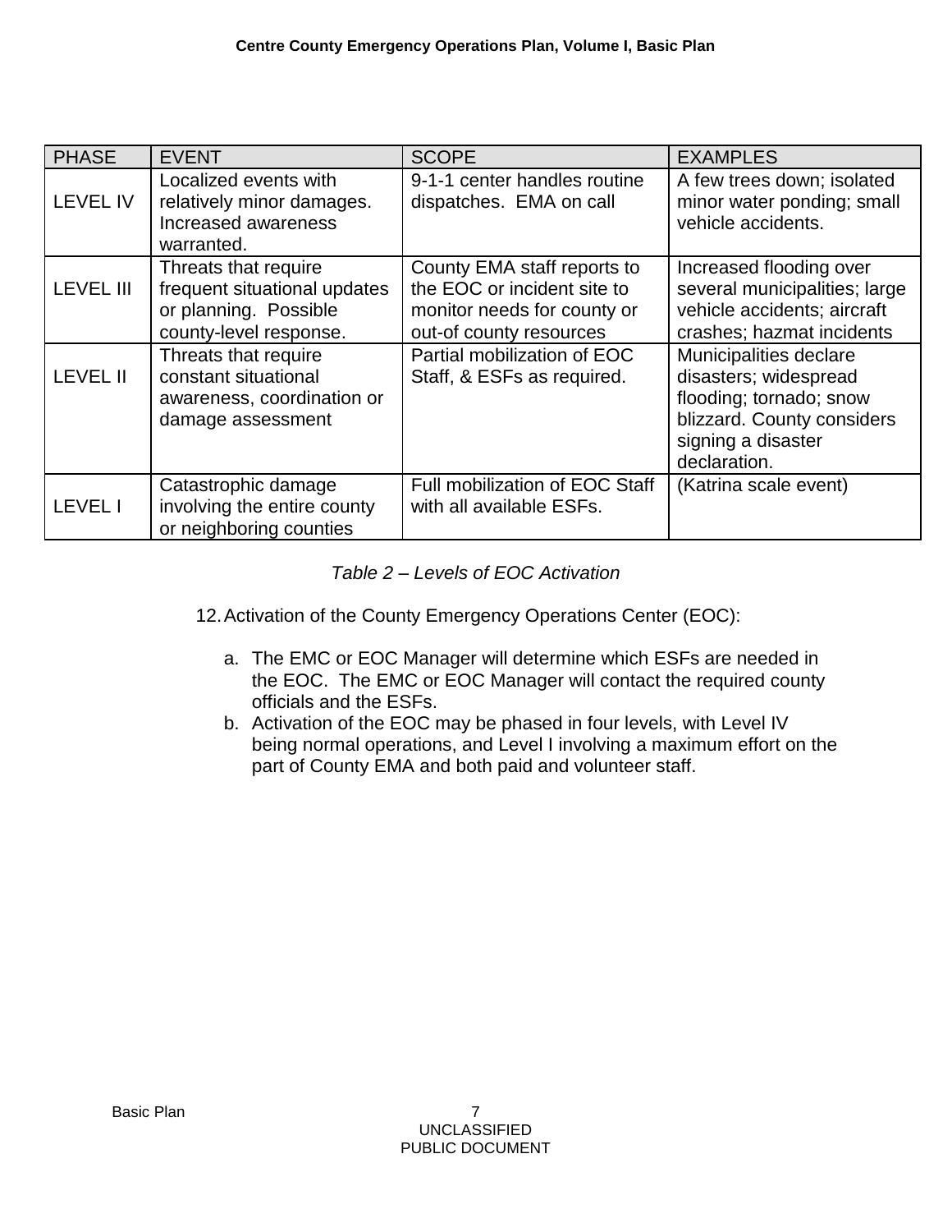| PHASE | EVENT | SCOPE | EXAMPLES |
|---|---|---|---|
| LEVEL IV | Localized events with relatively minor damages. Increased awareness warranted. | 9-1-1 center handles routine dispatches. EMA on call | A few trees down; isolated minor water ponding; small vehicle accidents. |
| LEVEL III | Threats that require frequent situational updates or planning. Possible county-level response. | County EMA staff reports to the EOC or incident site to monitor needs for county or out-of county resources | Increased flooding over several municipalities; large vehicle accidents; aircraft crashes; hazmat incidents |
| LEVEL II | Threats that require constant situational awareness, coordination or damage assessment | Partial mobilization of EOC Staff, & ESFs as required. | Municipalities declare disasters; widespread flooding; tornado; snow blizzard. County considers signing a disaster declaration. |
| LEVEL I | Catastrophic damage involving the entire county or neighboring counties | Full mobilization of EOC Staff with all available ESFs. | (Katrina scale event) |

*Table 2 – Levels of EOC Activation*

12. Activation of the County Emergency Operations Center (EOC):

    a. The EMC or EOC Manager will determine which ESFs are needed in the EOC. The EMC or EOC Manager will contact the required county officials and the ESFs.
    b. Activation of the EOC may be phased in four levels, with Level IV being normal operations, and Level I involving a maximum effort on the part of County EMA and both paid and volunteer staff.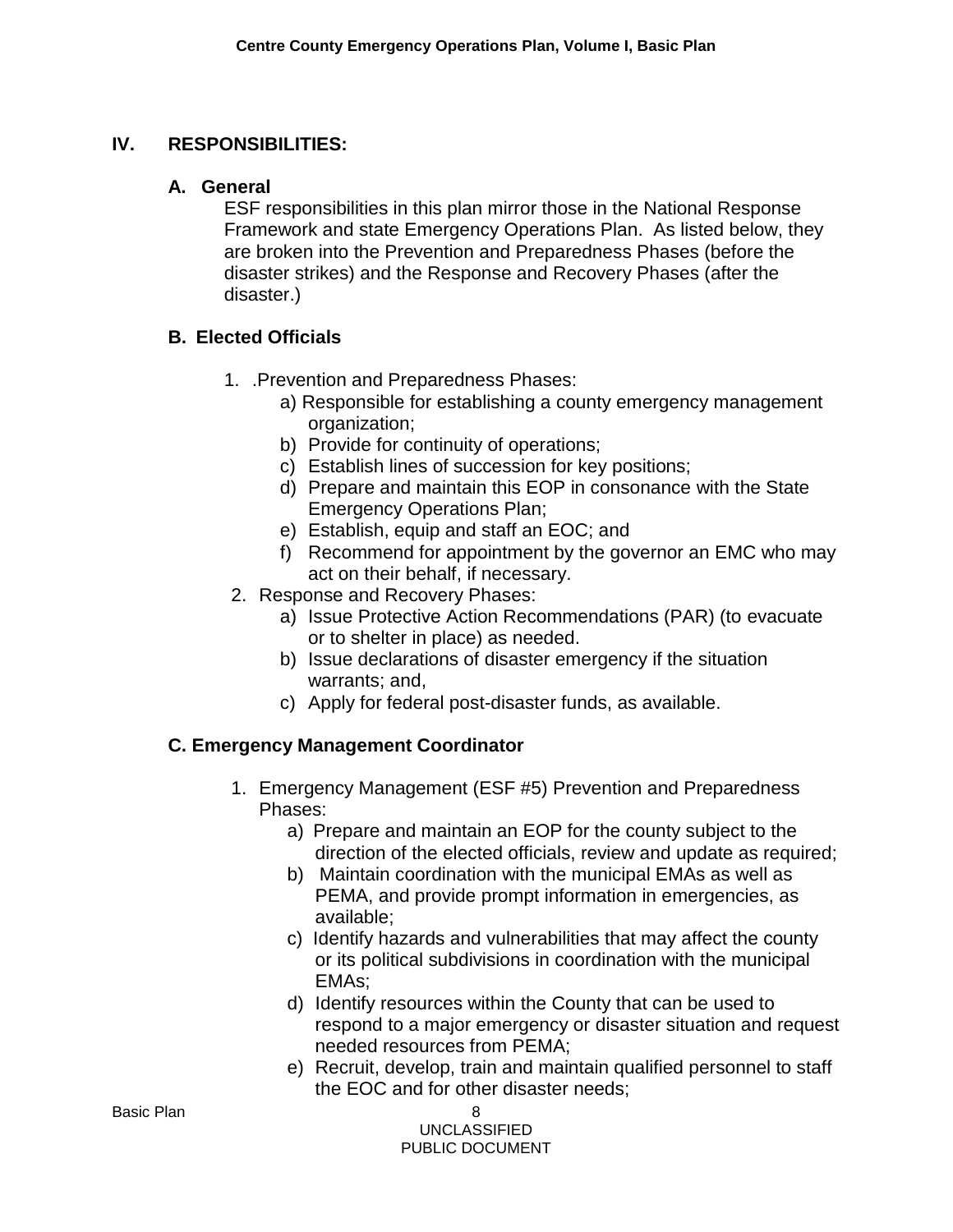## IV. RESPONSIBILITIES:

### A. General

ESF responsibilities in this plan mirror those in the National Response Framework and state Emergency Operations Plan. As listed below, they are broken into the Prevention and Preparedness Phases (before the disaster strikes) and the Response and Recovery Phases (after the disaster.)

### B. Elected Officials

1. .Prevention and Preparedness Phases:
   - a) Responsible for establishing a county emergency management organization;
   - b) Provide for continuity of operations;
   - c) Establish lines of succession for key positions;
   - d) Prepare and maintain this EOP in consonance with the State Emergency Operations Plan;
   - e) Establish, equip and staff an EOC; and
   - f) Recommend for appointment by the governor an EMC who may act on their behalf, if necessary.
2. Response and Recovery Phases:
   - a) Issue Protective Action Recommendations (PAR) (to evacuate or to shelter in place) as needed.
   - b) Issue declarations of disaster emergency if the situation warrants; and,
   - c) Apply for federal post-disaster funds, as available.

### C. Emergency Management Coordinator

1. Emergency Management (ESF #5) Prevention and Preparedness Phases:
   - a) Prepare and maintain an EOP for the county subject to the direction of the elected officials, review and update as required;
   - b) Maintain coordination with the municipal EMAs as well as PEMA, and provide prompt information in emergencies, as available;
   - c) Identify hazards and vulnerabilities that may affect the county or its political subdivisions in coordination with the municipal EMAs;
   - d) Identify resources within the County that can be used to respond to a major emergency or disaster situation and request needed resources from PEMA;
   - e) Recruit, develop, train and maintain qualified personnel to staff the EOC and for other disaster needs;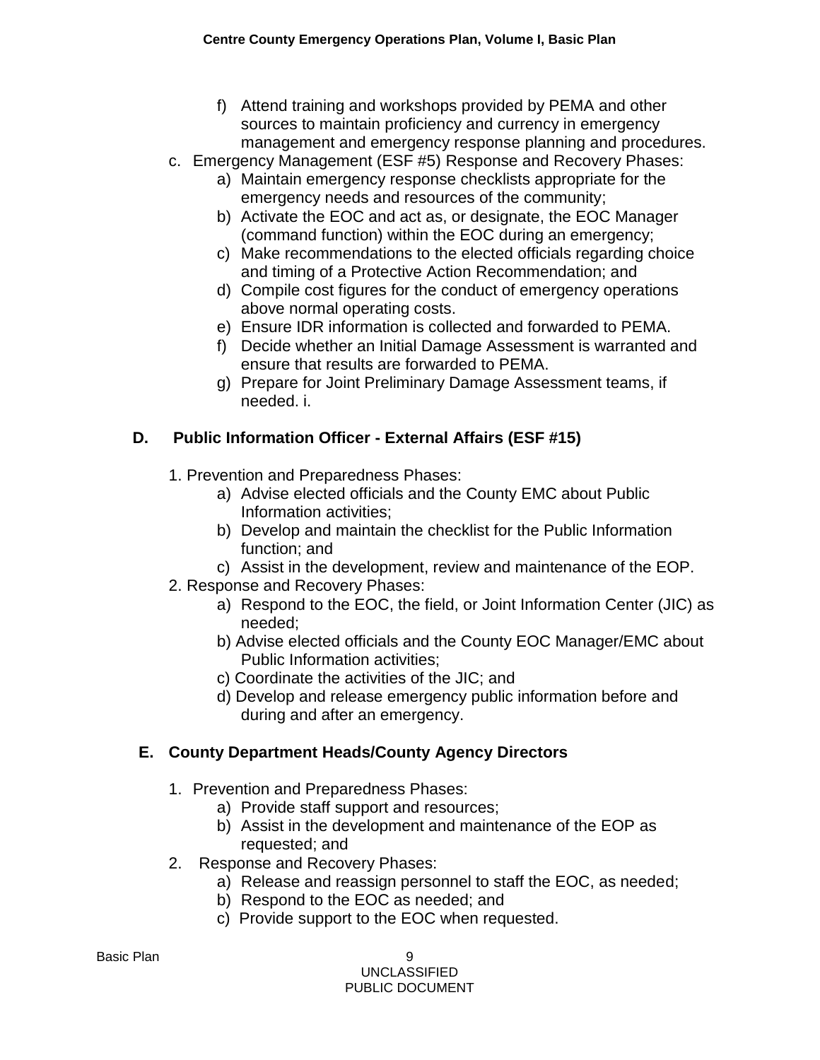f) Attend training and workshops provided by PEMA and other sources to maintain proficiency and currency in emergency management and emergency response planning and procedures.

c. Emergency Management (ESF #5) Response and Recovery Phases:

a) Maintain emergency response checklists appropriate for the emergency needs and resources of the community;
b) Activate the EOC and act as, or designate, the EOC Manager (command function) within the EOC during an emergency;
c) Make recommendations to the elected officials regarding choice and timing of a Protective Action Recommendation; and
d) Compile cost figures for the conduct of emergency operations above normal operating costs.
e) Ensure IDR information is collected and forwarded to PEMA.
f) Decide whether an Initial Damage Assessment is warranted and ensure that results are forwarded to PEMA.
g) Prepare for Joint Preliminary Damage Assessment teams, if needed. i.

## D. Public Information Officer - External Affairs (ESF #15)

1. Prevention and Preparedness Phases:
   a) Advise elected officials and the County EMC about Public Information activities;
   b) Develop and maintain the checklist for the Public Information function; and
   c) Assist in the development, review and maintenance of the EOP.
2. Response and Recovery Phases:
   a) Respond to the EOC, the field, or Joint Information Center (JIC) as needed;
   b) Advise elected officials and the County EOC Manager/EMC about Public Information activities;
   c) Coordinate the activities of the JIC; and
   d) Develop and release emergency public information before and during and after an emergency.

## E. County Department Heads/County Agency Directors

1. Prevention and Preparedness Phases:
   a) Provide staff support and resources;
   b) Assist in the development and maintenance of the EOP as requested; and
2. Response and Recovery Phases:
   a) Release and reassign personnel to staff the EOC, as needed;
   b) Respond to the EOC as needed; and
   c) Provide support to the EOC when requested.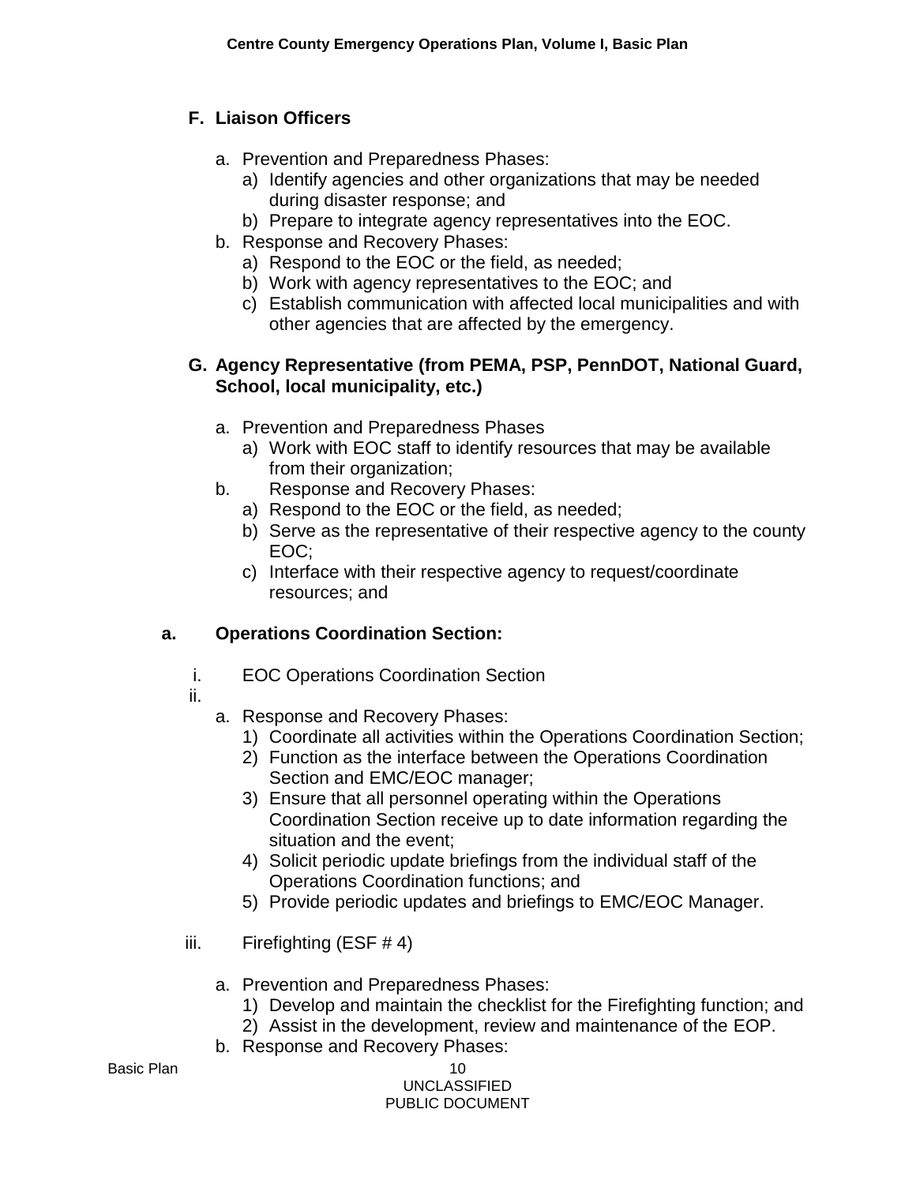### F. Liaison Officers

a. Prevention and Preparedness Phases:
   a) Identify agencies and other organizations that may be needed during disaster response; and
   b) Prepare to integrate agency representatives into the EOC.

b. Response and Recovery Phases:
   a) Respond to the EOC or the field, as needed;
   b) Work with agency representatives to the EOC; and
   c) Establish communication with affected local municipalities and with other agencies that are affected by the emergency.

### G. Agency Representative (from PEMA, PSP, PennDOT, National Guard, School, local municipality, etc.)

a. Prevention and Preparedness Phases
   a) Work with EOC staff to identify resources that may be available from their organization;

b. Response and Recovery Phases:
   a) Respond to the EOC or the field, as needed;
   b) Serve as the representative of their respective agency to the county EOC;
   c) Interface with their respective agency to request/coordinate resources; and

### a. Operations Coordination Section:

i. EOC Operations Coordination Section

ii.

   a. Response and Recovery Phases:
      1) Coordinate all activities within the Operations Coordination Section;
      2) Function as the interface between the Operations Coordination Section and EMC/EOC manager;
      3) Ensure that all personnel operating within the Operations Coordination Section receive up to date information regarding the situation and the event;
      4) Solicit periodic update briefings from the individual staff of the Operations Coordination functions; and
      5) Provide periodic updates and briefings to EMC/EOC Manager.

iii. Firefighting (ESF # 4)

   a. Prevention and Preparedness Phases:
      1) Develop and maintain the checklist for the Firefighting function; and
      2) Assist in the development, review and maintenance of the EOP.

   b. Response and Recovery Phases: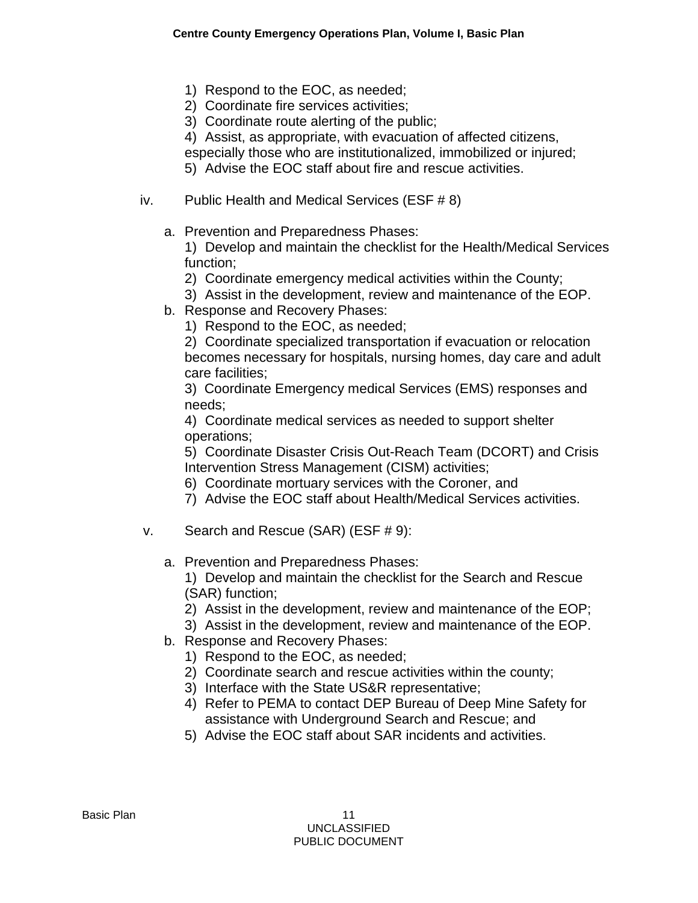1) Respond to the EOC, as needed;
2) Coordinate fire services activities;
3) Coordinate route alerting of the public;
4) Assist, as appropriate, with evacuation of affected citizens, especially those who are institutionalized, immobilized or injured;
5) Advise the EOC staff about fire and rescue activities.

iv. Public Health and Medical Services (ESF # 8)

a. Prevention and Preparedness Phases:
   1) Develop and maintain the checklist for the Health/Medical Services function;
   2) Coordinate emergency medical activities within the County;
   3) Assist in the development, review and maintenance of the EOP.
b. Response and Recovery Phases:
   1) Respond to the EOC, as needed;
   2) Coordinate specialized transportation if evacuation or relocation becomes necessary for hospitals, nursing homes, day care and adult care facilities;
   3) Coordinate Emergency medical Services (EMS) responses and needs;
   4) Coordinate medical services as needed to support shelter operations;
   5) Coordinate Disaster Crisis Out-Reach Team (DCORT) and Crisis Intervention Stress Management (CISM) activities;
   6) Coordinate mortuary services with the Coroner, and
   7) Advise the EOC staff about Health/Medical Services activities.

v. Search and Rescue (SAR) (ESF # 9):

a. Prevention and Preparedness Phases:
   1) Develop and maintain the checklist for the Search and Rescue (SAR) function;
   2) Assist in the development, review and maintenance of the EOP;
   3) Assist in the development, review and maintenance of the EOP.
b. Response and Recovery Phases:
   1) Respond to the EOC, as needed;
   2) Coordinate search and rescue activities within the county;
   3) Interface with the State US&R representative;
   4) Refer to PEMA to contact DEP Bureau of Deep Mine Safety for assistance with Underground Search and Rescue; and
   5) Advise the EOC staff about SAR incidents and activities.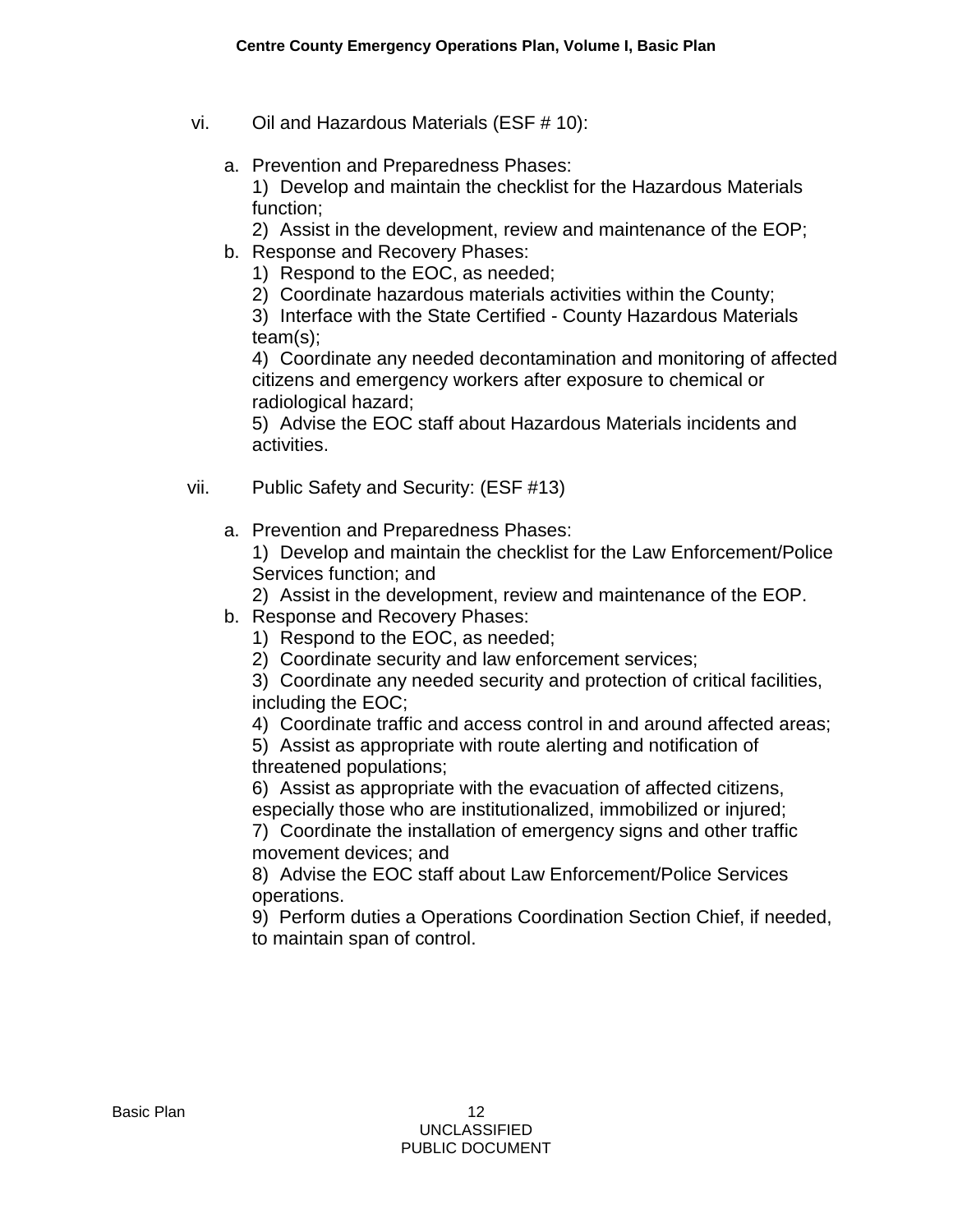vi. Oil and Hazardous Materials (ESF # 10):

a. Prevention and Preparedness Phases:
   1) Develop and maintain the checklist for the Hazardous Materials function;
   2) Assist in the development, review and maintenance of the EOP;
b. Response and Recovery Phases:
   1) Respond to the EOC, as needed;
   2) Coordinate hazardous materials activities within the County;
   3) Interface with the State Certified - County Hazardous Materials team(s);
   4) Coordinate any needed decontamination and monitoring of affected citizens and emergency workers after exposure to chemical or radiological hazard;
   5) Advise the EOC staff about Hazardous Materials incidents and activities.

vii. Public Safety and Security: (ESF #13)

a. Prevention and Preparedness Phases:
   1) Develop and maintain the checklist for the Law Enforcement/Police Services function; and
   2) Assist in the development, review and maintenance of the EOP.
b. Response and Recovery Phases:
   1) Respond to the EOC, as needed;
   2) Coordinate security and law enforcement services;
   3) Coordinate any needed security and protection of critical facilities, including the EOC;
   4) Coordinate traffic and access control in and around affected areas;
   5) Assist as appropriate with route alerting and notification of threatened populations;
   6) Assist as appropriate with the evacuation of affected citizens, especially those who are institutionalized, immobilized or injured;
   7) Coordinate the installation of emergency signs and other traffic movement devices; and
   8) Advise the EOC staff about Law Enforcement/Police Services operations.
   9) Perform duties a Operations Coordination Section Chief, if needed, to maintain span of control.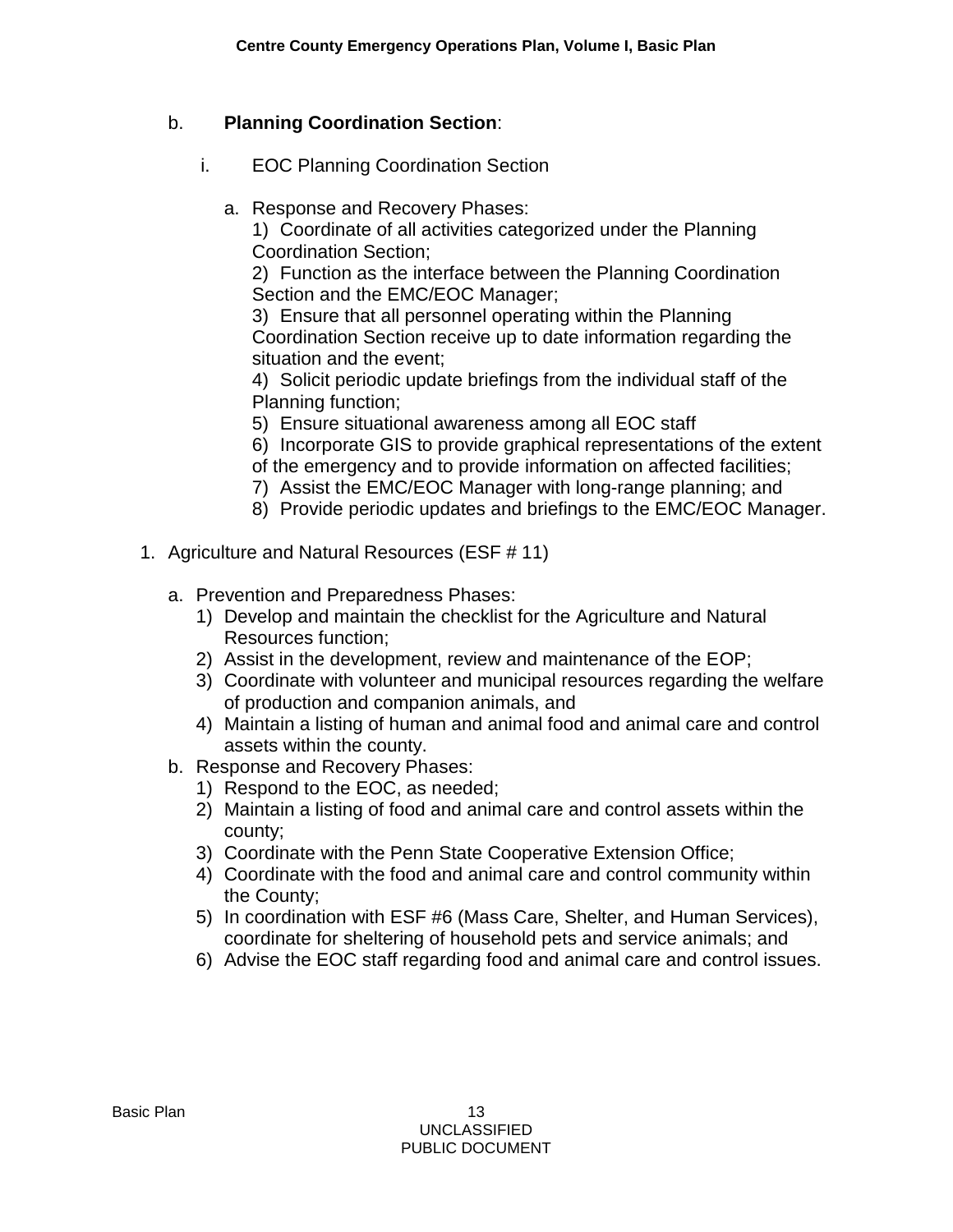b. **Planning Coordination Section**:

i. EOC Planning Coordination Section

a. Response and Recovery Phases:
1) Coordinate of all activities categorized under the Planning Coordination Section;
2) Function as the interface between the Planning Coordination Section and the EMC/EOC Manager;
3) Ensure that all personnel operating within the Planning Coordination Section receive up to date information regarding the situation and the event;
4) Solicit periodic update briefings from the individual staff of the Planning function;
5) Ensure situational awareness among all EOC staff
6) Incorporate GIS to provide graphical representations of the extent of the emergency and to provide information on affected facilities;
7) Assist the EMC/EOC Manager with long-range planning; and
8) Provide periodic updates and briefings to the EMC/EOC Manager.

1. Agriculture and Natural Resources (ESF # 11)

   a. Prevention and Preparedness Phases:
      1) Develop and maintain the checklist for the Agriculture and Natural Resources function;
      2) Assist in the development, review and maintenance of the EOP;
      3) Coordinate with volunteer and municipal resources regarding the welfare of production and companion animals, and
      4) Maintain a listing of human and animal food and animal care and control assets within the county.
   b. Response and Recovery Phases:
      1) Respond to the EOC, as needed;
      2) Maintain a listing of food and animal care and control assets within the county;
      3) Coordinate with the Penn State Cooperative Extension Office;
      4) Coordinate with the food and animal care and control community within the County;
      5) In coordination with ESF #6 (Mass Care, Shelter, and Human Services), coordinate for sheltering of household pets and service animals; and
      6) Advise the EOC staff regarding food and animal care and control issues.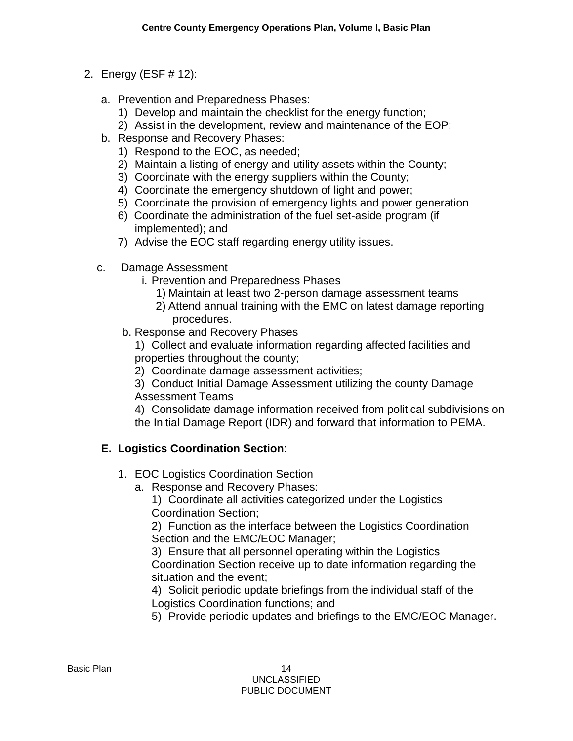2. Energy (ESF # 12):

   a. Prevention and Preparedness Phases:
      1) Develop and maintain the checklist for the energy function;
      2) Assist in the development, review and maintenance of the EOP;

   b. Response and Recovery Phases:
      1) Respond to the EOC, as needed;
      2) Maintain a listing of energy and utility assets within the County;
      3) Coordinate with the energy suppliers within the County;
      4) Coordinate the emergency shutdown of light and power;
      5) Coordinate the provision of emergency lights and power generation
      6) Coordinate the administration of the fuel set-aside program (if implemented); and
      7) Advise the EOC staff regarding energy utility issues.

   c. Damage Assessment
      i. Prevention and Preparedness Phases
         1) Maintain at least two 2-person damage assessment teams
         2) Attend annual training with the EMC on latest damage reporting procedures.

      b. Response and Recovery Phases
         1) Collect and evaluate information regarding affected facilities and properties throughout the county;
         2) Coordinate damage assessment activities;
         3) Conduct Initial Damage Assessment utilizing the county Damage Assessment Teams
         4) Consolidate damage information received from political subdivisions on the Initial Damage Report (IDR) and forward that information to PEMA.

**E. Logistics Coordination Section**:

1. EOC Logistics Coordination Section
   a. Response and Recovery Phases:
      1) Coordinate all activities categorized under the Logistics Coordination Section;
      2) Function as the interface between the Logistics Coordination Section and the EMC/EOC Manager;
      3) Ensure that all personnel operating within the Logistics Coordination Section receive up to date information regarding the situation and the event;
      4) Solicit periodic update briefings from the individual staff of the Logistics Coordination functions; and
      5) Provide periodic updates and briefings to the EMC/EOC Manager.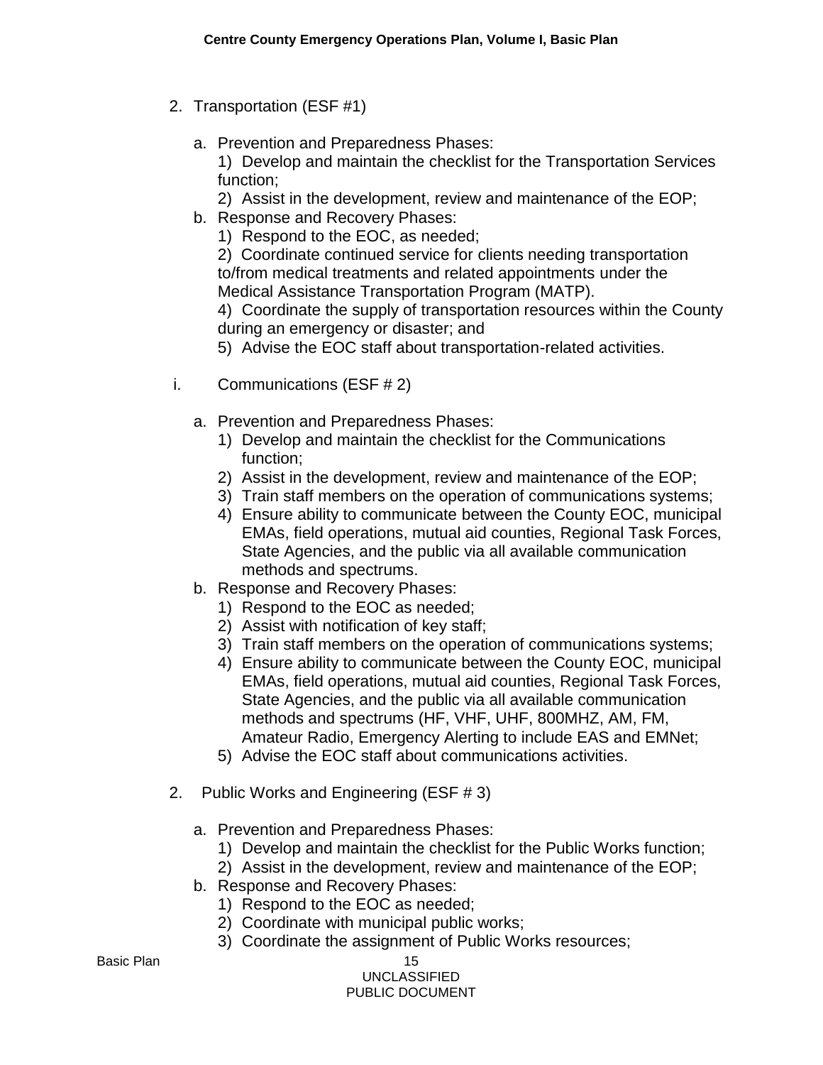2. Transportation (ESF #1)

   a. Prevention and Preparedness Phases:
      1) Develop and maintain the checklist for the Transportation Services function;
      2) Assist in the development, review and maintenance of the EOP;
   b. Response and Recovery Phases:
      1) Respond to the EOC, as needed;
      2) Coordinate continued service for clients needing transportation to/from medical treatments and related appointments under the Medical Assistance Transportation Program (MATP).
      4) Coordinate the supply of transportation resources within the County during an emergency or disaster; and
      5) Advise the EOC staff about transportation-related activities.

i. Communications (ESF # 2)

   a. Prevention and Preparedness Phases:
      1) Develop and maintain the checklist for the Communications function;
      2) Assist in the development, review and maintenance of the EOP;
      3) Train staff members on the operation of communications systems;
      4) Ensure ability to communicate between the County EOC, municipal EMAs, field operations, mutual aid counties, Regional Task Forces, State Agencies, and the public via all available communication methods and spectrums.
   b. Response and Recovery Phases:
      1) Respond to the EOC as needed;
      2) Assist with notification of key staff;
      3) Train staff members on the operation of communications systems;
      4) Ensure ability to communicate between the County EOC, municipal EMAs, field operations, mutual aid counties, Regional Task Forces, State Agencies, and the public via all available communication methods and spectrums (HF, VHF, UHF, 800MHZ, AM, FM, Amateur Radio, Emergency Alerting to include EAS and EMNet;
      5) Advise the EOC staff about communications activities.

2. Public Works and Engineering (ESF # 3)

   a. Prevention and Preparedness Phases:
      1) Develop and maintain the checklist for the Public Works function;
      2) Assist in the development, review and maintenance of the EOP;
   b. Response and Recovery Phases:
      1) Respond to the EOC as needed;
      2) Coordinate with municipal public works;
      3) Coordinate the assignment of Public Works resources;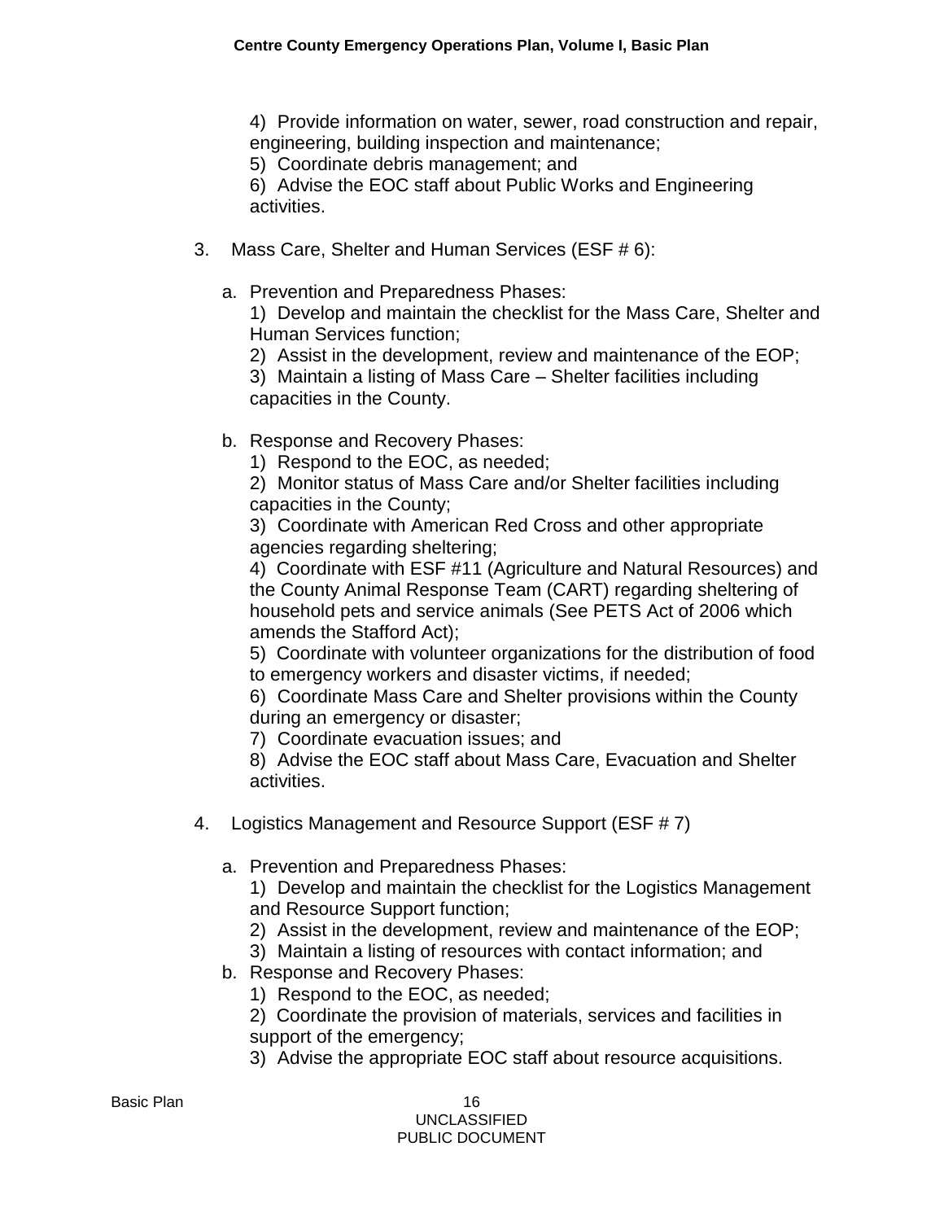4) Provide information on water, sewer, road construction and repair, engineering, building inspection and maintenance;
5) Coordinate debris management; and
6) Advise the EOC staff about Public Works and Engineering activities.

3. Mass Care, Shelter and Human Services (ESF # 6):

   a. Prevention and Preparedness Phases:
      1) Develop and maintain the checklist for the Mass Care, Shelter and Human Services function;
      2) Assist in the development, review and maintenance of the EOP;
      3) Maintain a listing of Mass Care – Shelter facilities including capacities in the County.

   b. Response and Recovery Phases:
      1) Respond to the EOC, as needed;
      2) Monitor status of Mass Care and/or Shelter facilities including capacities in the County;
      3) Coordinate with American Red Cross and other appropriate agencies regarding sheltering;
      4) Coordinate with ESF #11 (Agriculture and Natural Resources) and the County Animal Response Team (CART) regarding sheltering of household pets and service animals (See PETS Act of 2006 which amends the Stafford Act);
      5) Coordinate with volunteer organizations for the distribution of food to emergency workers and disaster victims, if needed;
      6) Coordinate Mass Care and Shelter provisions within the County during an emergency or disaster;
      7) Coordinate evacuation issues; and
      8) Advise the EOC staff about Mass Care, Evacuation and Shelter activities.

4. Logistics Management and Resource Support (ESF # 7)

   a. Prevention and Preparedness Phases:
      1) Develop and maintain the checklist for the Logistics Management and Resource Support function;
      2) Assist in the development, review and maintenance of the EOP;
      3) Maintain a listing of resources with contact information; and

   b. Response and Recovery Phases:
      1) Respond to the EOC, as needed;
      2) Coordinate the provision of materials, services and facilities in support of the emergency;
      3) Advise the appropriate EOC staff about resource acquisitions.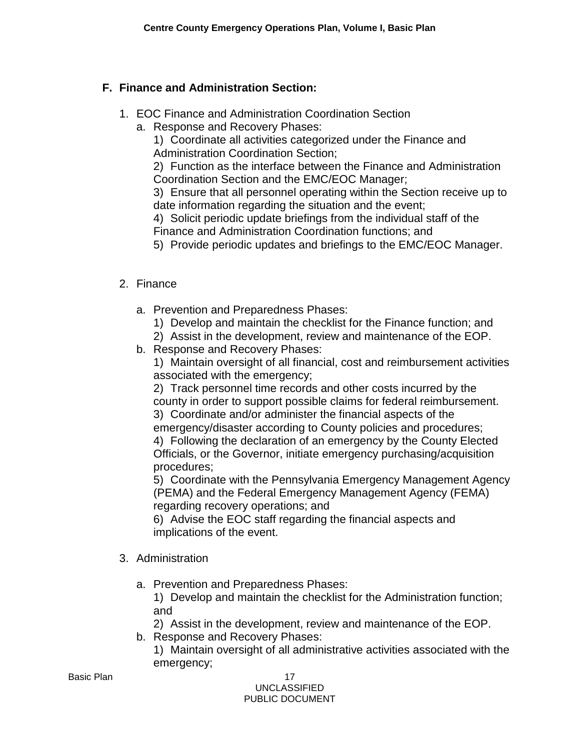## F. Finance and Administration Section:

1. EOC Finance and Administration Coordination Section
   a. Response and Recovery Phases:
      1) Coordinate all activities categorized under the Finance and Administration Coordination Section;
      2) Function as the interface between the Finance and Administration Coordination Section and the EMC/EOC Manager;
      3) Ensure that all personnel operating within the Section receive up to date information regarding the situation and the event;
      4) Solicit periodic update briefings from the individual staff of the Finance and Administration Coordination functions; and
      5) Provide periodic updates and briefings to the EMC/EOC Manager.

2. Finance

   a. Prevention and Preparedness Phases:
      1) Develop and maintain the checklist for the Finance function; and
      2) Assist in the development, review and maintenance of the EOP.
   b. Response and Recovery Phases:
      1) Maintain oversight of all financial, cost and reimbursement activities associated with the emergency;
      2) Track personnel time records and other costs incurred by the county in order to support possible claims for federal reimbursement.
      3) Coordinate and/or administer the financial aspects of the emergency/disaster according to County policies and procedures;
      4) Following the declaration of an emergency by the County Elected Officials, or the Governor, initiate emergency purchasing/acquisition procedures;
      5) Coordinate with the Pennsylvania Emergency Management Agency (PEMA) and the Federal Emergency Management Agency (FEMA) regarding recovery operations; and
      6) Advise the EOC staff regarding the financial aspects and implications of the event.

3. Administration

   a. Prevention and Preparedness Phases:
      1) Develop and maintain the checklist for the Administration function; and
      2) Assist in the development, review and maintenance of the EOP.
   b. Response and Recovery Phases:
      1) Maintain oversight of all administrative activities associated with the emergency;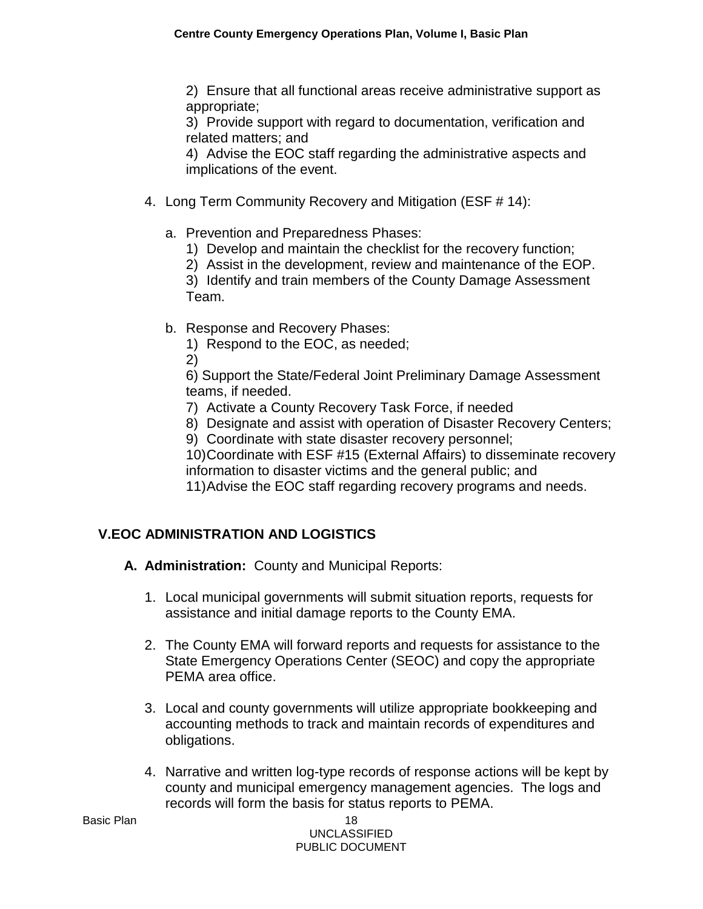2) Ensure that all functional areas receive administrative support as appropriate;
3) Provide support with regard to documentation, verification and related matters; and
4) Advise the EOC staff regarding the administrative aspects and implications of the event.

4. Long Term Community Recovery and Mitigation (ESF # 14):

   a. Prevention and Preparedness Phases:
      1) Develop and maintain the checklist for the recovery function;
      2) Assist in the development, review and maintenance of the EOP.
      3) Identify and train members of the County Damage Assessment Team.

   b. Response and Recovery Phases:
      1) Respond to the EOC, as needed;
      2)
      6) Support the State/Federal Joint Preliminary Damage Assessment teams, if needed.
      7) Activate a County Recovery Task Force, if needed
      8) Designate and assist with operation of Disaster Recovery Centers;
      9) Coordinate with state disaster recovery personnel;
      10) Coordinate with ESF #15 (External Affairs) to disseminate recovery information to disaster victims and the general public; and
      11) Advise the EOC staff regarding recovery programs and needs.

## V. EOC ADMINISTRATION AND LOGISTICS

**A. Administration:** County and Municipal Reports:

1. Local municipal governments will submit situation reports, requests for assistance and initial damage reports to the County EMA.

2. The County EMA will forward reports and requests for assistance to the State Emergency Operations Center (SEOC) and copy the appropriate PEMA area office.

3. Local and county governments will utilize appropriate bookkeeping and accounting methods to track and maintain records of expenditures and obligations.

4. Narrative and written log-type records of response actions will be kept by county and municipal emergency management agencies. The logs and records will form the basis for status reports to PEMA.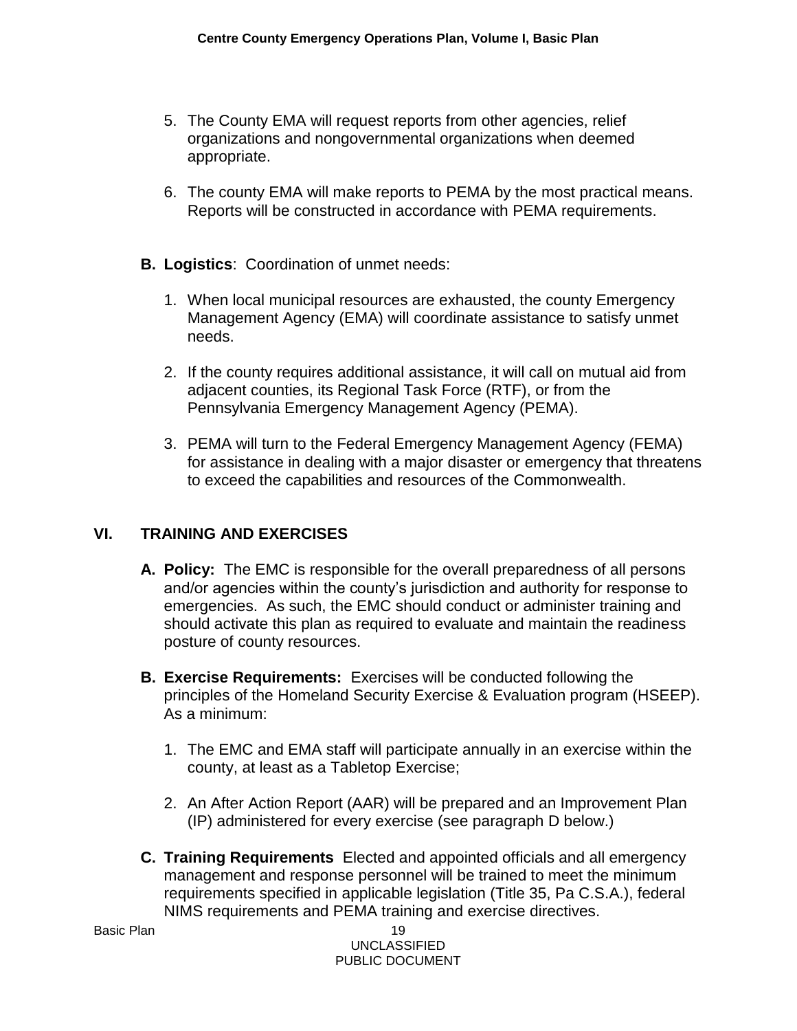5. The County EMA will request reports from other agencies, relief organizations and nongovernmental organizations when deemed appropriate.

6. The county EMA will make reports to PEMA by the most practical means. Reports will be constructed in accordance with PEMA requirements.

**B. Logistics**: Coordination of unmet needs:

1. When local municipal resources are exhausted, the county Emergency Management Agency (EMA) will coordinate assistance to satisfy unmet needs.

2. If the county requires additional assistance, it will call on mutual aid from adjacent counties, its Regional Task Force (RTF), or from the Pennsylvania Emergency Management Agency (PEMA).

3. PEMA will turn to the Federal Emergency Management Agency (FEMA) for assistance in dealing with a major disaster or emergency that threatens to exceed the capabilities and resources of the Commonwealth.

## VI. TRAINING AND EXERCISES

**A. Policy:** The EMC is responsible for the overall preparedness of all persons and/or agencies within the county's jurisdiction and authority for response to emergencies. As such, the EMC should conduct or administer training and should activate this plan as required to evaluate and maintain the readiness posture of county resources.

**B. Exercise Requirements:** Exercises will be conducted following the principles of the Homeland Security Exercise & Evaluation program (HSEEP). As a minimum:

1. The EMC and EMA staff will participate annually in an exercise within the county, at least as a Tabletop Exercise;

2. An After Action Report (AAR) will be prepared and an Improvement Plan (IP) administered for every exercise (see paragraph D below.)

**C. Training Requirements** Elected and appointed officials and all emergency management and response personnel will be trained to meet the minimum requirements specified in applicable legislation (Title 35, Pa C.S.A.), federal NIMS requirements and PEMA training and exercise directives.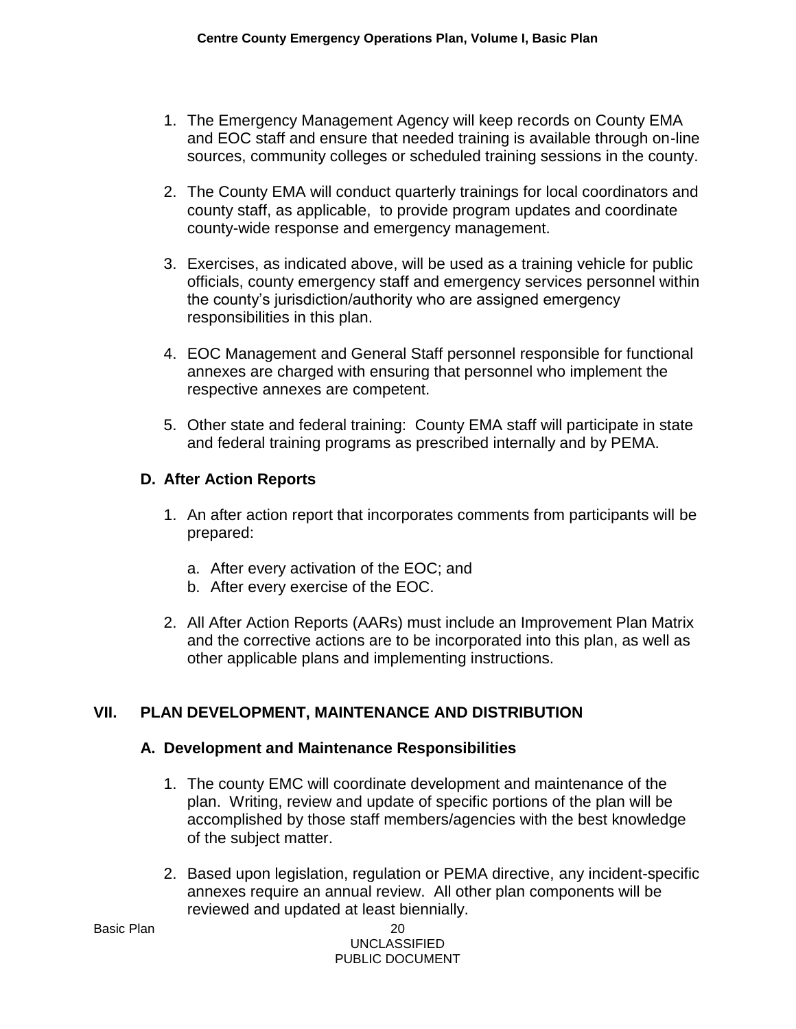1. The Emergency Management Agency will keep records on County EMA and EOC staff and ensure that needed training is available through on-line sources, community colleges or scheduled training sessions in the county.

2. The County EMA will conduct quarterly trainings for local coordinators and county staff, as applicable, to provide program updates and coordinate county-wide response and emergency management.

3. Exercises, as indicated above, will be used as a training vehicle for public officials, county emergency staff and emergency services personnel within the county's jurisdiction/authority who are assigned emergency responsibilities in this plan.

4. EOC Management and General Staff personnel responsible for functional annexes are charged with ensuring that personnel who implement the respective annexes are competent.

5. Other state and federal training: County EMA staff will participate in state and federal training programs as prescribed internally and by PEMA.

### D. After Action Reports

1. An after action report that incorporates comments from participants will be prepared:

   a. After every activation of the EOC; and
   b. After every exercise of the EOC.

2. All After Action Reports (AARs) must include an Improvement Plan Matrix and the corrective actions are to be incorporated into this plan, as well as other applicable plans and implementing instructions.

## VII. PLAN DEVELOPMENT, MAINTENANCE AND DISTRIBUTION

### A. Development and Maintenance Responsibilities

1. The county EMC will coordinate development and maintenance of the plan. Writing, review and update of specific portions of the plan will be accomplished by those staff members/agencies with the best knowledge of the subject matter.

2. Based upon legislation, regulation or PEMA directive, any incident-specific annexes require an annual review. All other plan components will be reviewed and updated at least biennially.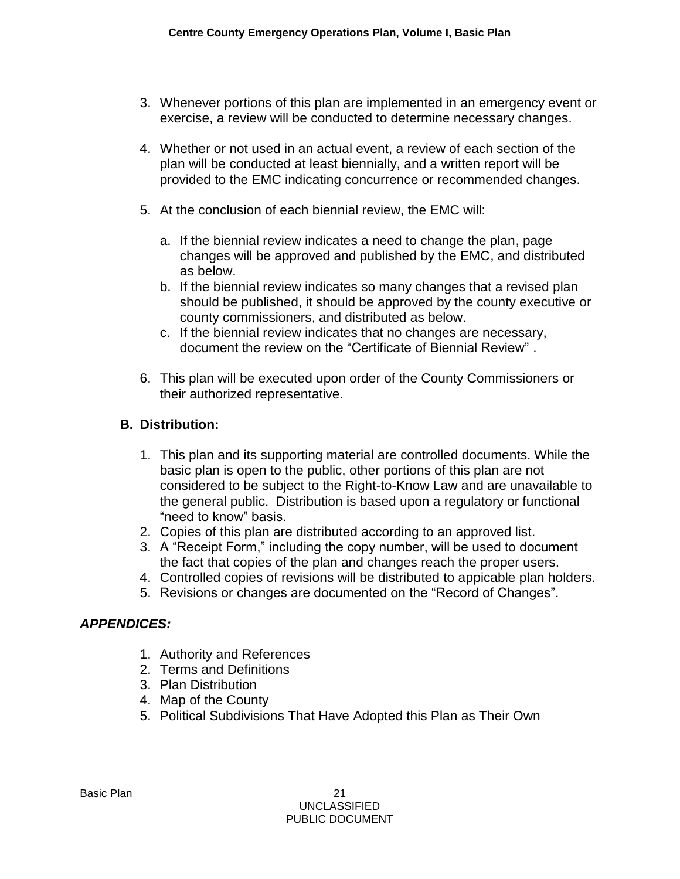3. Whenever portions of this plan are implemented in an emergency event or exercise, a review will be conducted to determine necessary changes.

4. Whether or not used in an actual event, a review of each section of the plan will be conducted at least biennially, and a written report will be provided to the EMC indicating concurrence or recommended changes.

5. At the conclusion of each biennial review, the EMC will:

   a. If the biennial review indicates a need to change the plan, page changes will be approved and published by the EMC, and distributed as below.
   b. If the biennial review indicates so many changes that a revised plan should be published, it should be approved by the county executive or county commissioners, and distributed as below.
   c. If the biennial review indicates that no changes are necessary, document the review on the "Certificate of Biennial Review" .

6. This plan will be executed upon order of the County Commissioners or their authorized representative.

### B. Distribution:

1. This plan and its supporting material are controlled documents. While the basic plan is open to the public, other portions of this plan are not considered to be subject to the Right-to-Know Law and are unavailable to the general public. Distribution is based upon a regulatory or functional "need to know" basis.
2. Copies of this plan are distributed according to an approved list.
3. A "Receipt Form," including the copy number, will be used to document the fact that copies of the plan and changes reach the proper users.
4. Controlled copies of revisions will be distributed to appicable plan holders.
5. Revisions or changes are documented on the "Record of Changes".

### *APPENDICES:*

1. Authority and References
2. Terms and Definitions
3. Plan Distribution
4. Map of the County
5. Political Subdivisions That Have Adopted this Plan as Their Own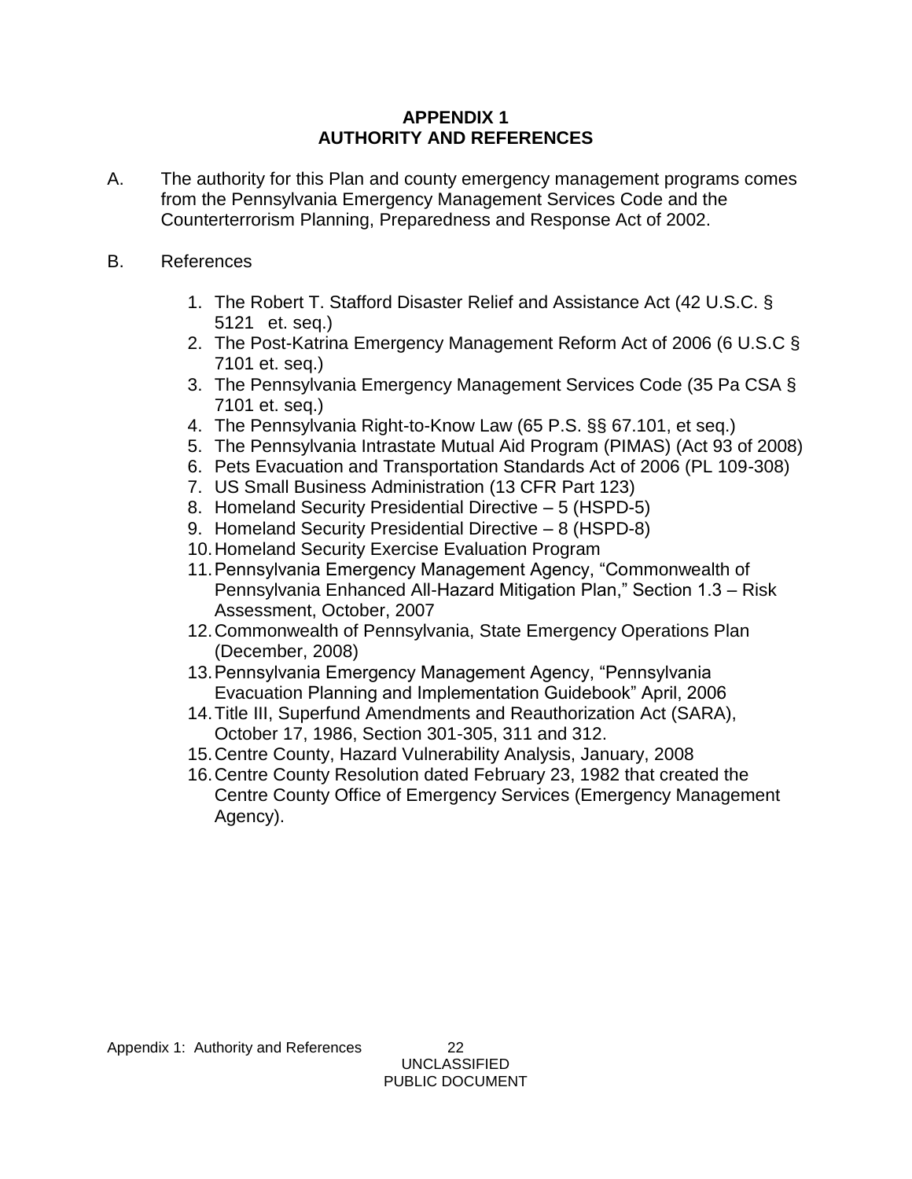# APPENDIX 1
# AUTHORITY AND REFERENCES

A. The authority for this Plan and county emergency management programs comes from the Pennsylvania Emergency Management Services Code and the Counterterrorism Planning, Preparedness and Response Act of 2002.

B. References

1. The Robert T. Stafford Disaster Relief and Assistance Act (42 U.S.C. § 5121 et. seq.)
2. The Post-Katrina Emergency Management Reform Act of 2006 (6 U.S.C § 7101 et. seq.)
3. The Pennsylvania Emergency Management Services Code (35 Pa CSA § 7101 et. seq.)
4. The Pennsylvania Right-to-Know Law (65 P.S. §§ 67.101, et seq.)
5. The Pennsylvania Intrastate Mutual Aid Program (PIMAS) (Act 93 of 2008)
6. Pets Evacuation and Transportation Standards Act of 2006 (PL 109-308)
7. US Small Business Administration (13 CFR Part 123)
8. Homeland Security Presidential Directive – 5 (HSPD-5)
9. Homeland Security Presidential Directive – 8 (HSPD-8)
10. Homeland Security Exercise Evaluation Program
11. Pennsylvania Emergency Management Agency, "Commonwealth of Pennsylvania Enhanced All-Hazard Mitigation Plan," Section 1.3 – Risk Assessment, October, 2007
12. Commonwealth of Pennsylvania, State Emergency Operations Plan (December, 2008)
13. Pennsylvania Emergency Management Agency, "Pennsylvania Evacuation Planning and Implementation Guidebook" April, 2006
14. Title III, Superfund Amendments and Reauthorization Act (SARA), October 17, 1986, Section 301-305, 311 and 312.
15. Centre County, Hazard Vulnerability Analysis, January, 2008
16. Centre County Resolution dated February 23, 1982 that created the Centre County Office of Emergency Services (Emergency Management Agency).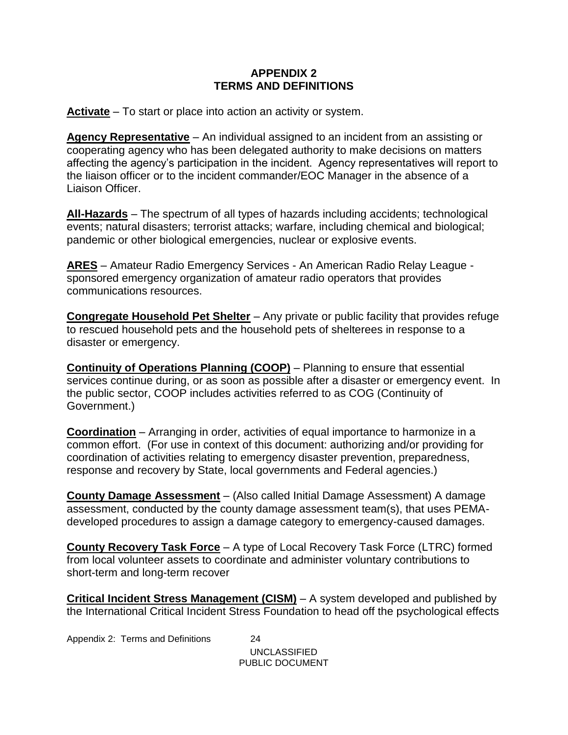# APPENDIX 2
# TERMS AND DEFINITIONS

**Activate** – To start or place into action an activity or system.

**Agency Representative** – An individual assigned to an incident from an assisting or cooperating agency who has been delegated authority to make decisions on matters affecting the agency's participation in the incident. Agency representatives will report to the liaison officer or to the incident commander/EOC Manager in the absence of a Liaison Officer.

**All-Hazards** – The spectrum of all types of hazards including accidents; technological events; natural disasters; terrorist attacks; warfare, including chemical and biological; pandemic or other biological emergencies, nuclear or explosive events.

**ARES** – Amateur Radio Emergency Services - An American Radio Relay League - sponsored emergency organization of amateur radio operators that provides communications resources.

**Congregate Household Pet Shelter** – Any private or public facility that provides refuge to rescued household pets and the household pets of shelterees in response to a disaster or emergency.

**Continuity of Operations Planning (COOP)** – Planning to ensure that essential services continue during, or as soon as possible after a disaster or emergency event. In the public sector, COOP includes activities referred to as COG (Continuity of Government.)

**Coordination** – Arranging in order, activities of equal importance to harmonize in a common effort. (For use in context of this document: authorizing and/or providing for coordination of activities relating to emergency disaster prevention, preparedness, response and recovery by State, local governments and Federal agencies.)

**County Damage Assessment** – (Also called Initial Damage Assessment) A damage assessment, conducted by the county damage assessment team(s), that uses PEMA-developed procedures to assign a damage category to emergency-caused damages.

**County Recovery Task Force** – A type of Local Recovery Task Force (LTRC) formed from local volunteer assets to coordinate and administer voluntary contributions to short-term and long-term recover

**Critical Incident Stress Management (CISM)** – A system developed and published by the International Critical Incident Stress Foundation to head off the psychological effects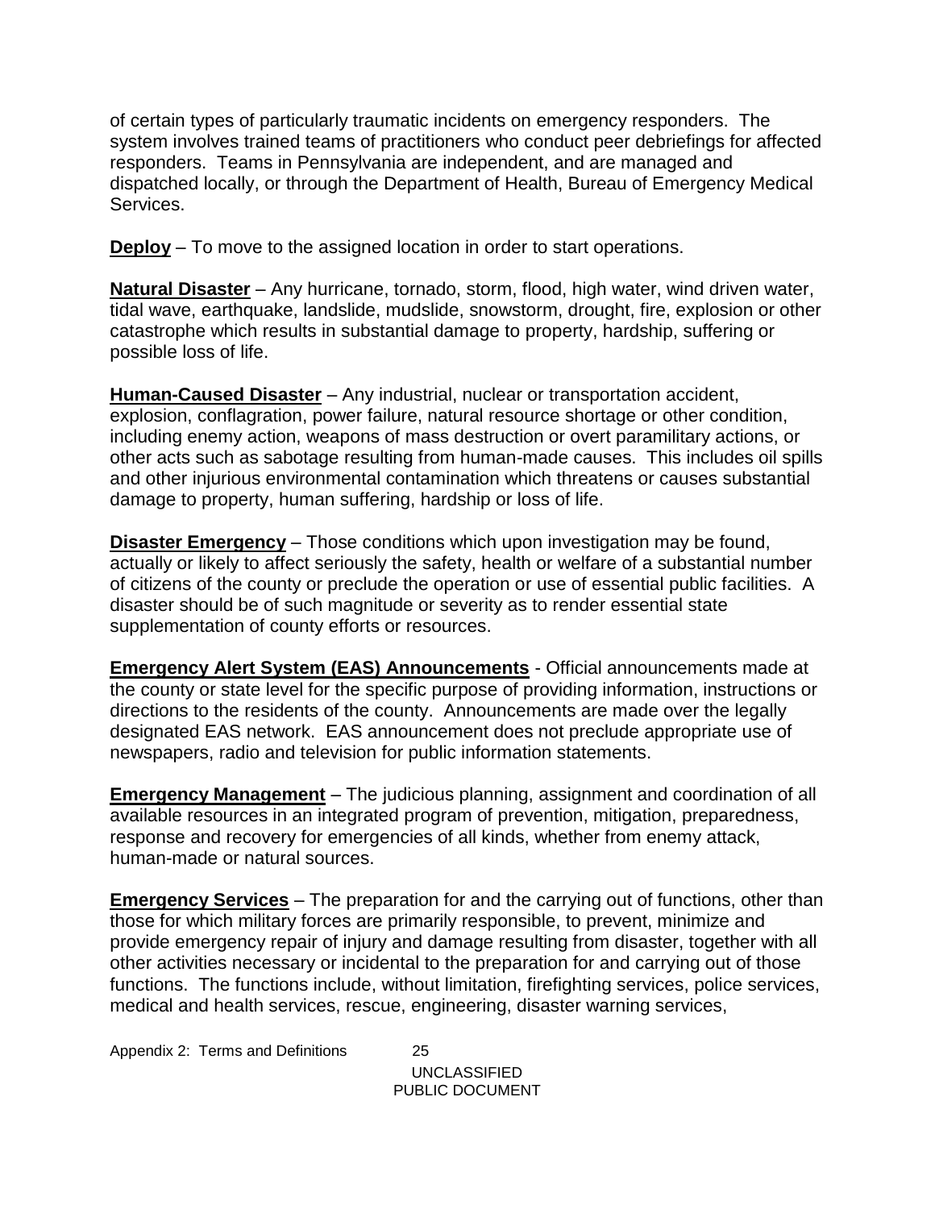of certain types of particularly traumatic incidents on emergency responders. The system involves trained teams of practitioners who conduct peer debriefings for affected responders. Teams in Pennsylvania are independent, and are managed and dispatched locally, or through the Department of Health, Bureau of Emergency Medical Services.

**Deploy** – To move to the assigned location in order to start operations.

**Natural Disaster** – Any hurricane, tornado, storm, flood, high water, wind driven water, tidal wave, earthquake, landslide, mudslide, snowstorm, drought, fire, explosion or other catastrophe which results in substantial damage to property, hardship, suffering or possible loss of life.

**Human-Caused Disaster** – Any industrial, nuclear or transportation accident, explosion, conflagration, power failure, natural resource shortage or other condition, including enemy action, weapons of mass destruction or overt paramilitary actions, or other acts such as sabotage resulting from human-made causes. This includes oil spills and other injurious environmental contamination which threatens or causes substantial damage to property, human suffering, hardship or loss of life.

**Disaster Emergency** – Those conditions which upon investigation may be found, actually or likely to affect seriously the safety, health or welfare of a substantial number of citizens of the county or preclude the operation or use of essential public facilities. A disaster should be of such magnitude or severity as to render essential state supplementation of county efforts or resources.

**Emergency Alert System (EAS) Announcements** - Official announcements made at the county or state level for the specific purpose of providing information, instructions or directions to the residents of the county. Announcements are made over the legally designated EAS network. EAS announcement does not preclude appropriate use of newspapers, radio and television for public information statements.

**Emergency Management** – The judicious planning, assignment and coordination of all available resources in an integrated program of prevention, mitigation, preparedness, response and recovery for emergencies of all kinds, whether from enemy attack, human-made or natural sources.

**Emergency Services** – The preparation for and the carrying out of functions, other than those for which military forces are primarily responsible, to prevent, minimize and provide emergency repair of injury and damage resulting from disaster, together with all other activities necessary or incidental to the preparation for and carrying out of those functions. The functions include, without limitation, firefighting services, police services, medical and health services, rescue, engineering, disaster warning services,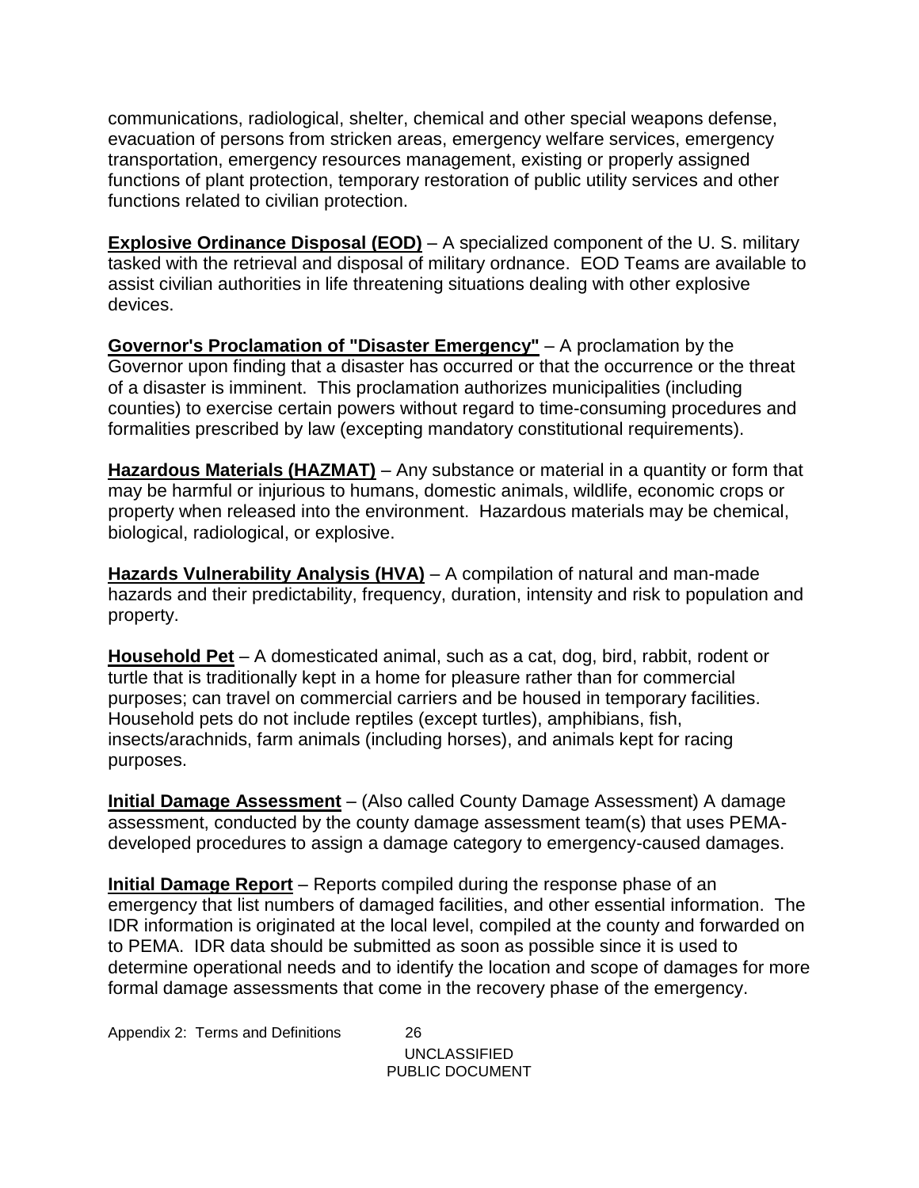communications, radiological, shelter, chemical and other special weapons defense, evacuation of persons from stricken areas, emergency welfare services, emergency transportation, emergency resources management, existing or properly assigned functions of plant protection, temporary restoration of public utility services and other functions related to civilian protection.

**Explosive Ordinance Disposal (EOD)** – A specialized component of the U. S. military tasked with the retrieval and disposal of military ordnance. EOD Teams are available to assist civilian authorities in life threatening situations dealing with other explosive devices.

**Governor's Proclamation of "Disaster Emergency"** – A proclamation by the Governor upon finding that a disaster has occurred or that the occurrence or the threat of a disaster is imminent. This proclamation authorizes municipalities (including counties) to exercise certain powers without regard to time-consuming procedures and formalities prescribed by law (excepting mandatory constitutional requirements).

**Hazardous Materials (HAZMAT)** – Any substance or material in a quantity or form that may be harmful or injurious to humans, domestic animals, wildlife, economic crops or property when released into the environment. Hazardous materials may be chemical, biological, radiological, or explosive.

**Hazards Vulnerability Analysis (HVA)** – A compilation of natural and man-made hazards and their predictability, frequency, duration, intensity and risk to population and property.

**Household Pet** – A domesticated animal, such as a cat, dog, bird, rabbit, rodent or turtle that is traditionally kept in a home for pleasure rather than for commercial purposes; can travel on commercial carriers and be housed in temporary facilities. Household pets do not include reptiles (except turtles), amphibians, fish, insects/arachnids, farm animals (including horses), and animals kept for racing purposes.

**Initial Damage Assessment** – (Also called County Damage Assessment) A damage assessment, conducted by the county damage assessment team(s) that uses PEMA-developed procedures to assign a damage category to emergency-caused damages.

**Initial Damage Report** – Reports compiled during the response phase of an emergency that list numbers of damaged facilities, and other essential information. The IDR information is originated at the local level, compiled at the county and forwarded on to PEMA. IDR data should be submitted as soon as possible since it is used to determine operational needs and to identify the location and scope of damages for more formal damage assessments that come in the recovery phase of the emergency.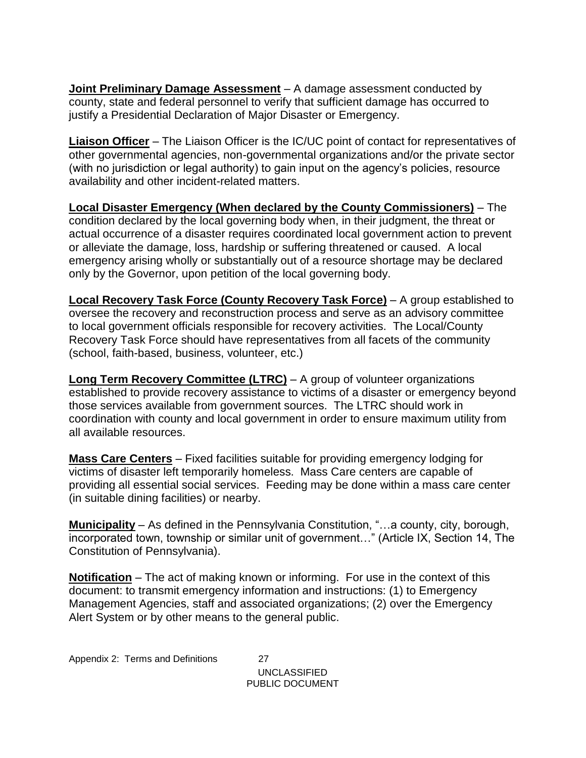**Joint Preliminary Damage Assessment** – A damage assessment conducted by county, state and federal personnel to verify that sufficient damage has occurred to justify a Presidential Declaration of Major Disaster or Emergency.

**Liaison Officer** – The Liaison Officer is the IC/UC point of contact for representatives of other governmental agencies, non-governmental organizations and/or the private sector (with no jurisdiction or legal authority) to gain input on the agency's policies, resource availability and other incident-related matters.

**Local Disaster Emergency (When declared by the County Commissioners)** – The condition declared by the local governing body when, in their judgment, the threat or actual occurrence of a disaster requires coordinated local government action to prevent or alleviate the damage, loss, hardship or suffering threatened or caused. A local emergency arising wholly or substantially out of a resource shortage may be declared only by the Governor, upon petition of the local governing body.

**Local Recovery Task Force (County Recovery Task Force)** – A group established to oversee the recovery and reconstruction process and serve as an advisory committee to local government officials responsible for recovery activities. The Local/County Recovery Task Force should have representatives from all facets of the community (school, faith-based, business, volunteer, etc.)

**Long Term Recovery Committee (LTRC)** – A group of volunteer organizations established to provide recovery assistance to victims of a disaster or emergency beyond those services available from government sources. The LTRC should work in coordination with county and local government in order to ensure maximum utility from all available resources.

**Mass Care Centers** – Fixed facilities suitable for providing emergency lodging for victims of disaster left temporarily homeless. Mass Care centers are capable of providing all essential social services. Feeding may be done within a mass care center (in suitable dining facilities) or nearby.

**Municipality** – As defined in the Pennsylvania Constitution, "…a county, city, borough, incorporated town, township or similar unit of government…" (Article IX, Section 14, The Constitution of Pennsylvania).

**Notification** – The act of making known or informing. For use in the context of this document: to transmit emergency information and instructions: (1) to Emergency Management Agencies, staff and associated organizations; (2) over the Emergency Alert System or by other means to the general public.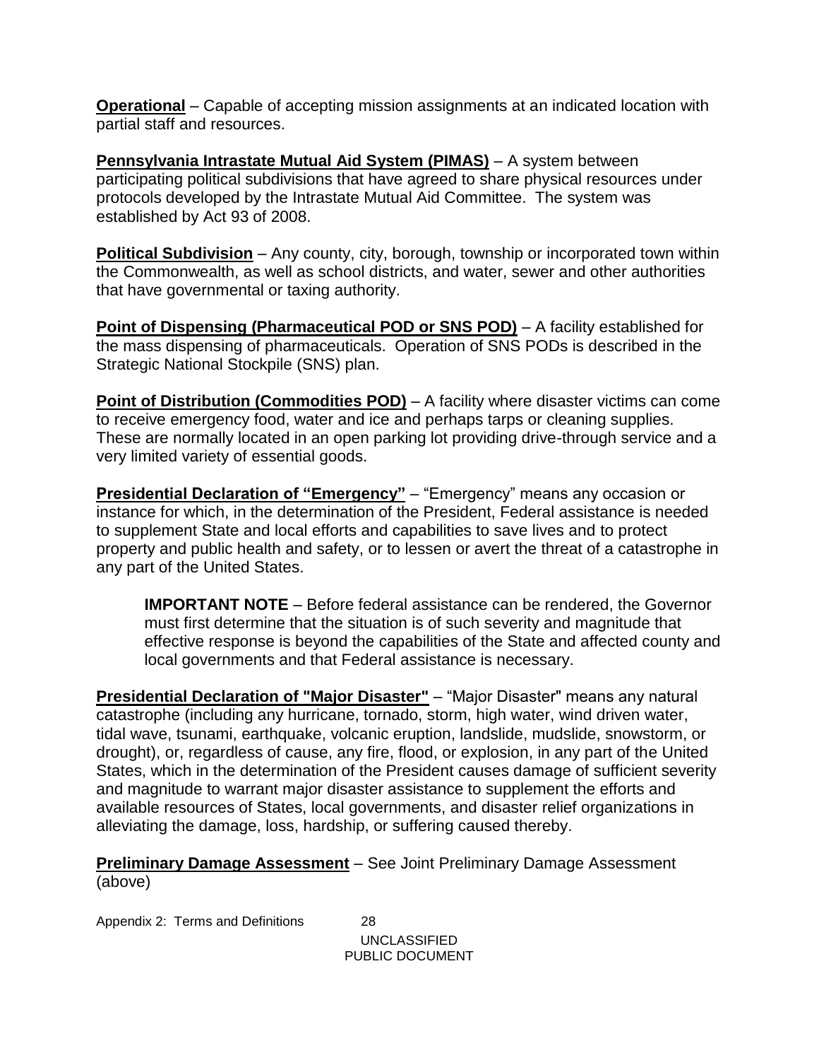**Operational** – Capable of accepting mission assignments at an indicated location with partial staff and resources.

**Pennsylvania Intrastate Mutual Aid System (PIMAS)** – A system between participating political subdivisions that have agreed to share physical resources under protocols developed by the Intrastate Mutual Aid Committee. The system was established by Act 93 of 2008.

**Political Subdivision** – Any county, city, borough, township or incorporated town within the Commonwealth, as well as school districts, and water, sewer and other authorities that have governmental or taxing authority.

**Point of Dispensing (Pharmaceutical POD or SNS POD)** – A facility established for the mass dispensing of pharmaceuticals. Operation of SNS PODs is described in the Strategic National Stockpile (SNS) plan.

**Point of Distribution (Commodities POD)** – A facility where disaster victims can come to receive emergency food, water and ice and perhaps tarps or cleaning supplies. These are normally located in an open parking lot providing drive-through service and a very limited variety of essential goods.

**Presidential Declaration of "Emergency"** – "Emergency" means any occasion or instance for which, in the determination of the President, Federal assistance is needed to supplement State and local efforts and capabilities to save lives and to protect property and public health and safety, or to lessen or avert the threat of a catastrophe in any part of the United States.

> **IMPORTANT NOTE** – Before federal assistance can be rendered, the Governor must first determine that the situation is of such severity and magnitude that effective response is beyond the capabilities of the State and affected county and local governments and that Federal assistance is necessary.

**Presidential Declaration of "Major Disaster"** – "Major Disaster" means any natural catastrophe (including any hurricane, tornado, storm, high water, wind driven water, tidal wave, tsunami, earthquake, volcanic eruption, landslide, mudslide, snowstorm, or drought), or, regardless of cause, any fire, flood, or explosion, in any part of the United States, which in the determination of the President causes damage of sufficient severity and magnitude to warrant major disaster assistance to supplement the efforts and available resources of States, local governments, and disaster relief organizations in alleviating the damage, loss, hardship, or suffering caused thereby.

**Preliminary Damage Assessment** – See Joint Preliminary Damage Assessment (above)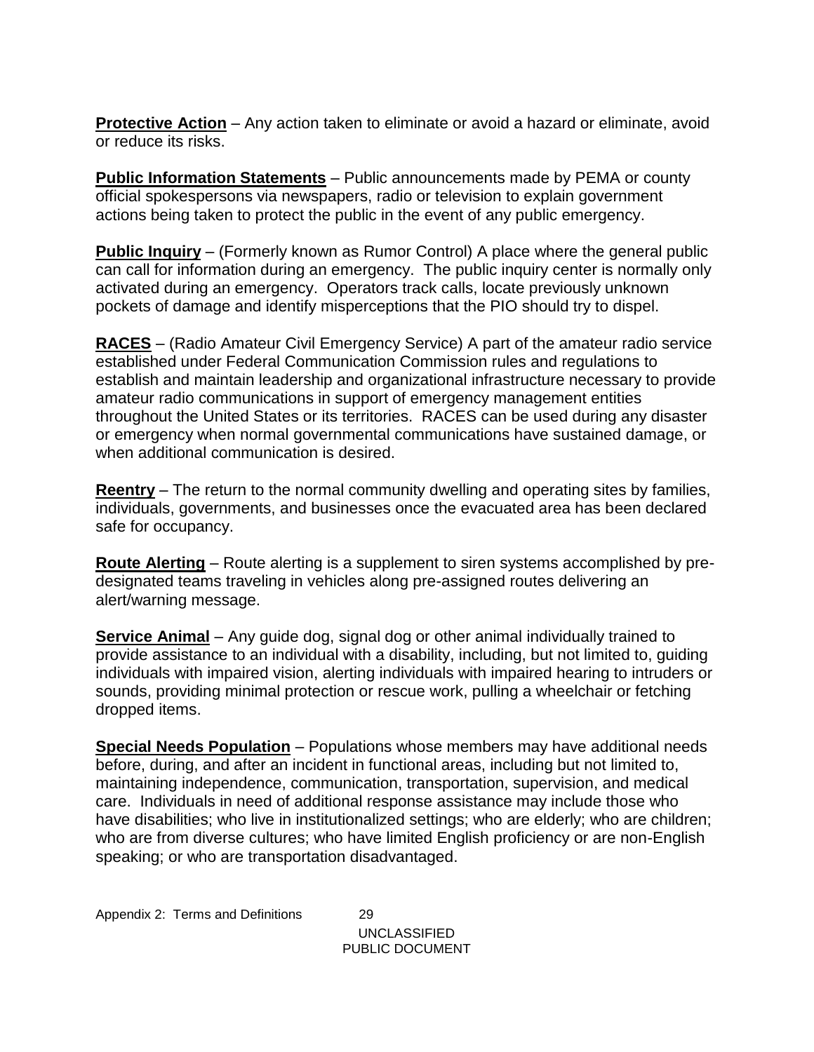**Protective Action** – Any action taken to eliminate or avoid a hazard or eliminate, avoid or reduce its risks.

**Public Information Statements** – Public announcements made by PEMA or county official spokespersons via newspapers, radio or television to explain government actions being taken to protect the public in the event of any public emergency.

**Public Inquiry** – (Formerly known as Rumor Control) A place where the general public can call for information during an emergency. The public inquiry center is normally only activated during an emergency. Operators track calls, locate previously unknown pockets of damage and identify misperceptions that the PIO should try to dispel.

**RACES** – (Radio Amateur Civil Emergency Service) A part of the amateur radio service established under Federal Communication Commission rules and regulations to establish and maintain leadership and organizational infrastructure necessary to provide amateur radio communications in support of emergency management entities throughout the United States or its territories. RACES can be used during any disaster or emergency when normal governmental communications have sustained damage, or when additional communication is desired.

**Reentry** – The return to the normal community dwelling and operating sites by families, individuals, governments, and businesses once the evacuated area has been declared safe for occupancy.

**Route Alerting** – Route alerting is a supplement to siren systems accomplished by pre-designated teams traveling in vehicles along pre-assigned routes delivering an alert/warning message.

**Service Animal** – Any guide dog, signal dog or other animal individually trained to provide assistance to an individual with a disability, including, but not limited to, guiding individuals with impaired vision, alerting individuals with impaired hearing to intruders or sounds, providing minimal protection or rescue work, pulling a wheelchair or fetching dropped items.

**Special Needs Population** – Populations whose members may have additional needs before, during, and after an incident in functional areas, including but not limited to, maintaining independence, communication, transportation, supervision, and medical care. Individuals in need of additional response assistance may include those who have disabilities; who live in institutionalized settings; who are elderly; who are children; who are from diverse cultures; who have limited English proficiency or are non-English speaking; or who are transportation disadvantaged.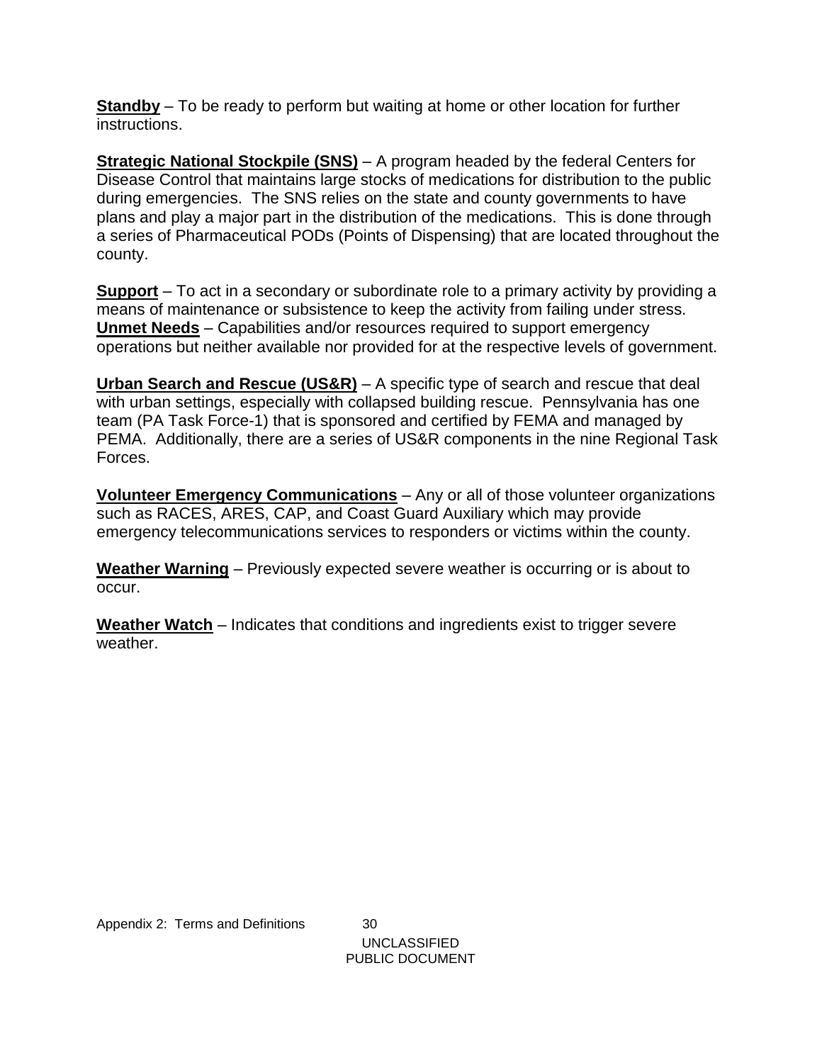**Standby** – To be ready to perform but waiting at home or other location for further instructions.

**Strategic National Stockpile (SNS)** – A program headed by the federal Centers for Disease Control that maintains large stocks of medications for distribution to the public during emergencies. The SNS relies on the state and county governments to have plans and play a major part in the distribution of the medications. This is done through a series of Pharmaceutical PODs (Points of Dispensing) that are located throughout the county.

**Support** – To act in a secondary or subordinate role to a primary activity by providing a means of maintenance or subsistence to keep the activity from failing under stress.

**Unmet Needs** – Capabilities and/or resources required to support emergency operations but neither available nor provided for at the respective levels of government.

**Urban Search and Rescue (US&R)** – A specific type of search and rescue that deal with urban settings, especially with collapsed building rescue. Pennsylvania has one team (PA Task Force-1) that is sponsored and certified by FEMA and managed by PEMA. Additionally, there are a series of US&R components in the nine Regional Task Forces.

**Volunteer Emergency Communications** – Any or all of those volunteer organizations such as RACES, ARES, CAP, and Coast Guard Auxiliary which may provide emergency telecommunications services to responders or victims within the county.

**Weather Warning** – Previously expected severe weather is occurring or is about to occur.

**Weather Watch** – Indicates that conditions and ingredients exist to trigger severe weather.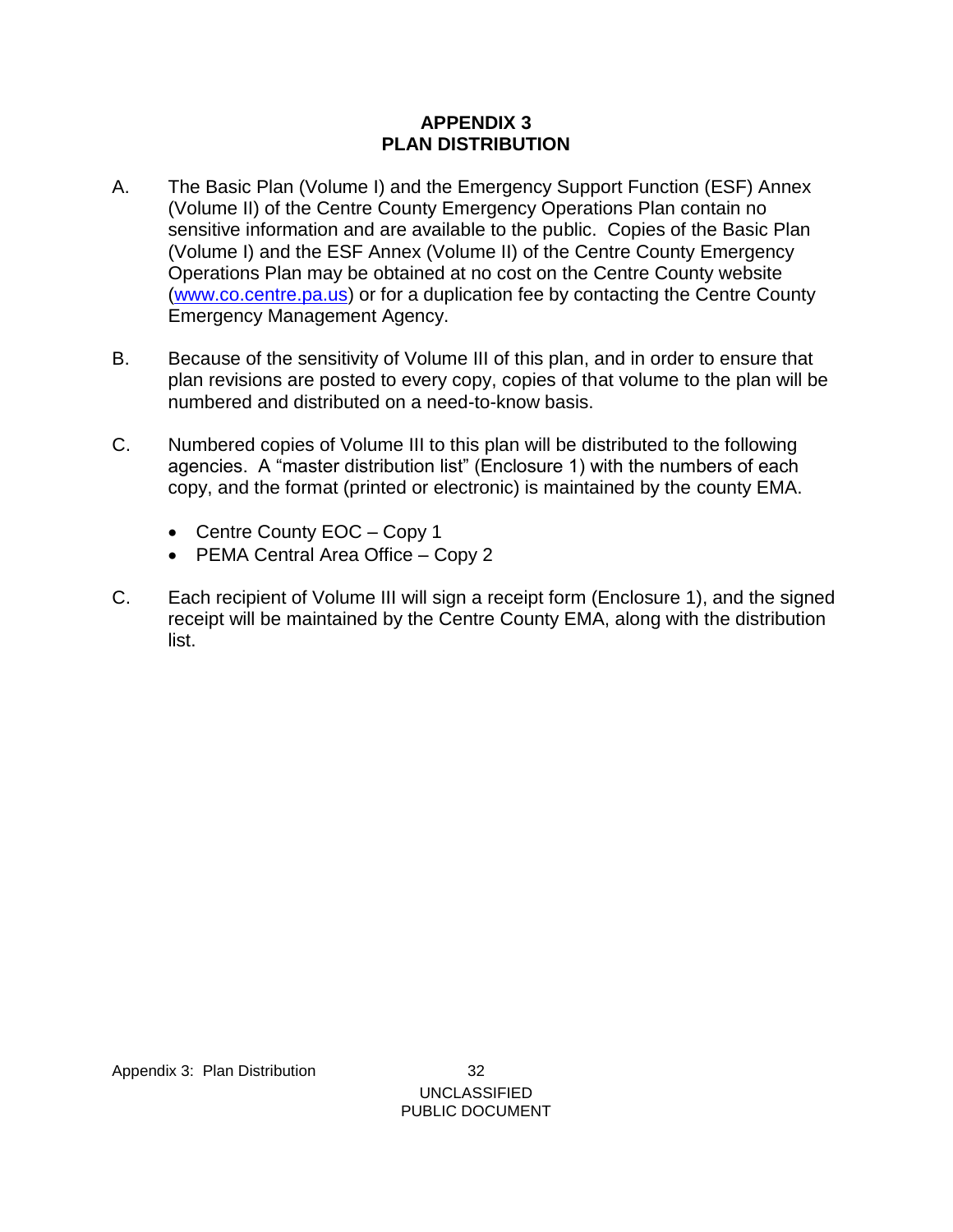# APPENDIX 3
# PLAN DISTRIBUTION

A. The Basic Plan (Volume I) and the Emergency Support Function (ESF) Annex (Volume II) of the Centre County Emergency Operations Plan contain no sensitive information and are available to the public. Copies of the Basic Plan (Volume I) and the ESF Annex (Volume II) of the Centre County Emergency Operations Plan may be obtained at no cost on the Centre County website ([www.co.centre.pa.us](http://www.co.centre.pa.us)) or for a duplication fee by contacting the Centre County Emergency Management Agency.

B. Because of the sensitivity of Volume III of this plan, and in order to ensure that plan revisions are posted to every copy, copies of that volume to the plan will be numbered and distributed on a need-to-know basis.

C. Numbered copies of Volume III to this plan will be distributed to the following agencies. A "master distribution list" (Enclosure 1) with the numbers of each copy, and the format (printed or electronic) is maintained by the county EMA.

- Centre County EOC – Copy 1
- PEMA Central Area Office – Copy 2

C. Each recipient of Volume III will sign a receipt form (Enclosure 1), and the signed receipt will be maintained by the Centre County EMA, along with the distribution list.

UNCLASSIFIED
PUBLIC DOCUMENT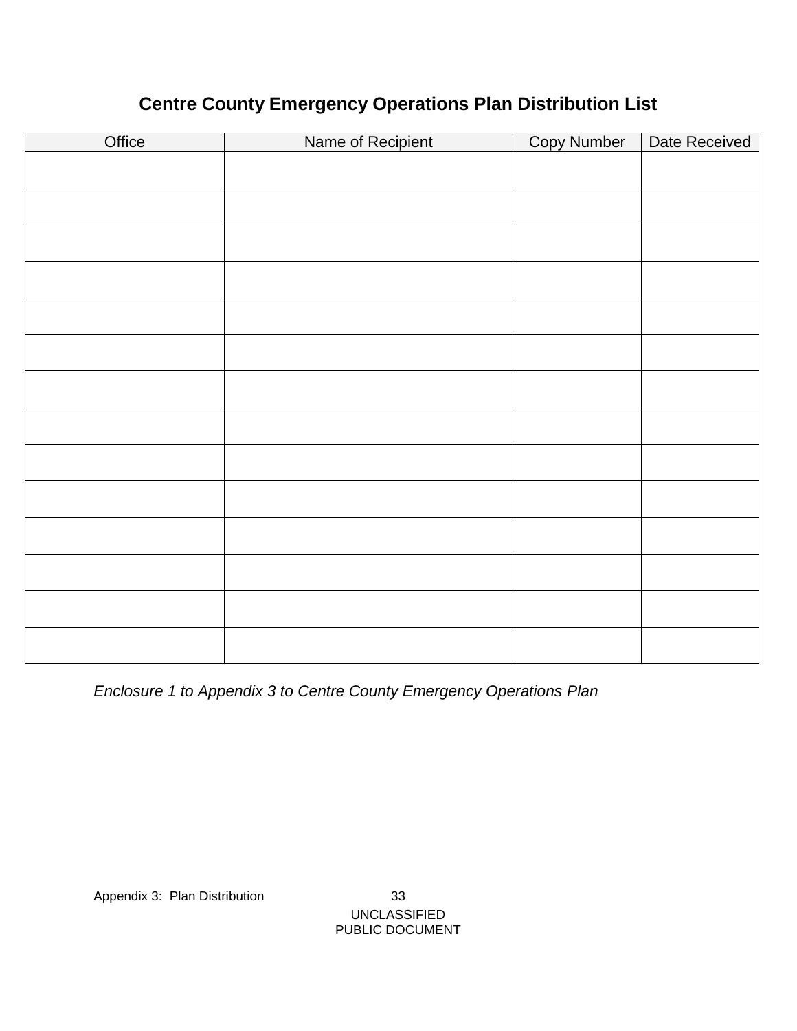## Centre County Emergency Operations Plan Distribution List

| Office | Name of Recipient | Copy Number | Date Received |
|---|---|---|---|
| | | | |
| | | | |
| | | | |
| | | | |
| | | | |
| | | | |
| | | | |
| | | | |
| | | | |
| | | | |
| | | | |
| | | | |
| | | | |
| | | | |

*Enclosure 1 to Appendix 3 to Centre County Emergency Operations Plan*

UNCLASSIFIED
PUBLIC DOCUMENT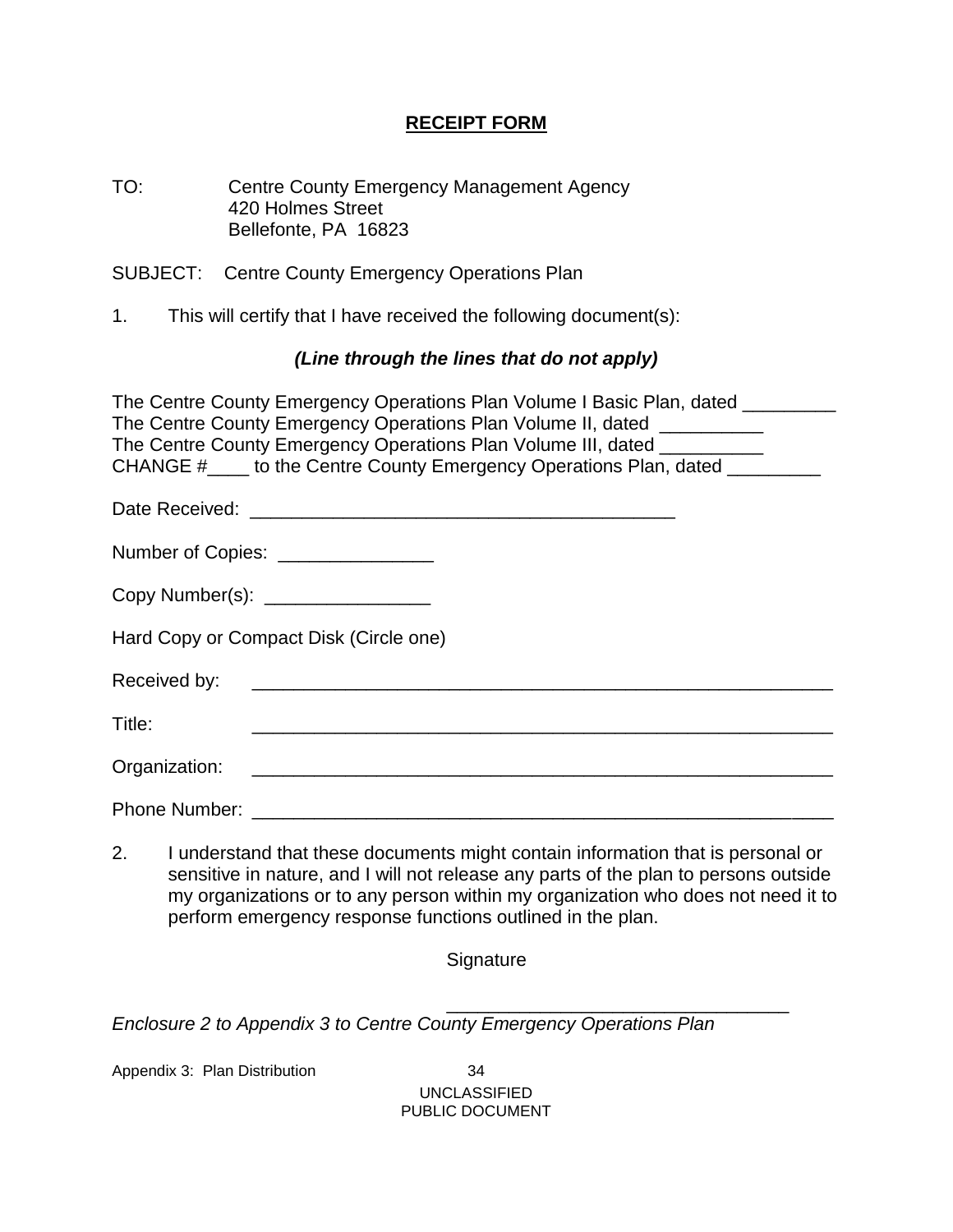**RECEIPT FORM**

TO: Centre County Emergency Management Agency
420 Holmes Street
Bellefonte, PA 16823

SUBJECT: Centre County Emergency Operations Plan

1. This will certify that I have received the following document(s):

***(Line through the lines that do not apply)***

The Centre County Emergency Operations Plan Volume I Basic Plan, dated _________
The Centre County Emergency Operations Plan Volume II, dated __________
The Centre County Emergency Operations Plan Volume III, dated __________
CHANGE #____ to the Centre County Emergency Operations Plan, dated _________

Date Received: ________________________________________

Number of Copies: _______________

Copy Number(s): ________________

Hard Copy or Compact Disk (Circle one)

Received by: __________________________________________________________

Title: __________________________________________________________

Organization: __________________________________________________________

Phone Number: __________________________________________________________

2. I understand that these documents might contain information that is personal or sensitive in nature, and I will not release any parts of the plan to persons outside my organizations or to any person within my organization who does not need it to perform emergency response functions outlined in the plan.

Signature

________________________________

*Enclosure 2 to Appendix 3 to Centre County Emergency Operations Plan*

UNCLASSIFIED
PUBLIC DOCUMENT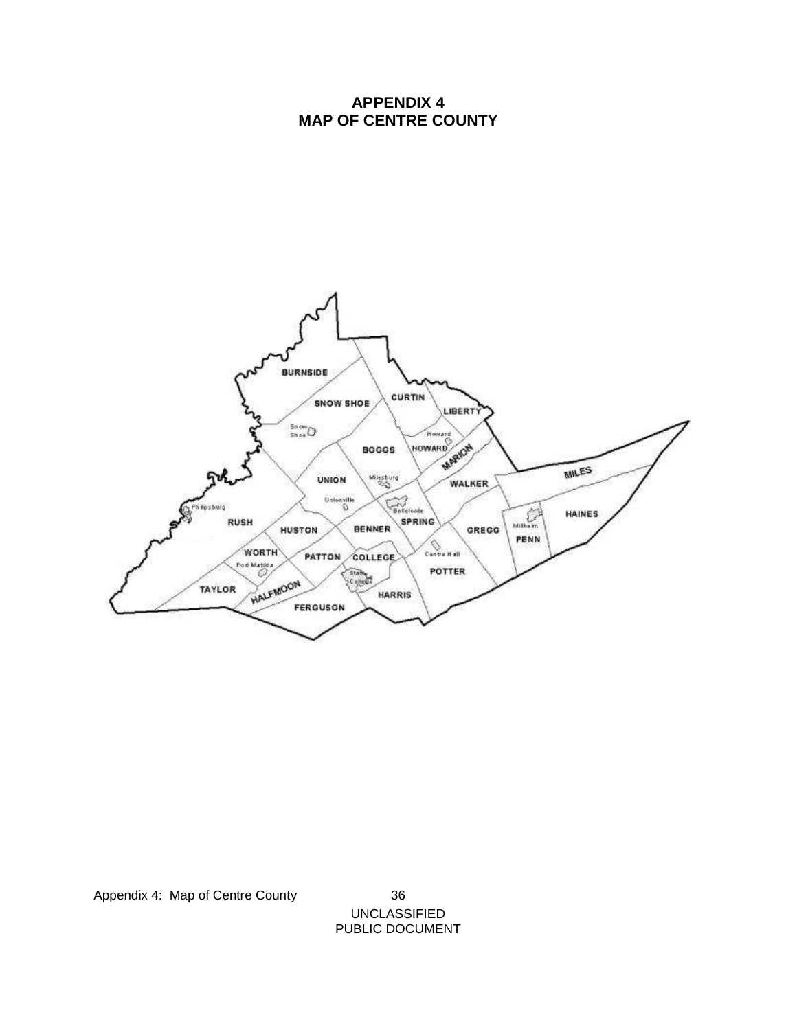# APPENDIX 4
# MAP OF CENTRE COUNTY

BURNSIDE

SNOW SHOE

CURTIN

LIBERTY

Snow Shoe

Howard

BOGGS

HOWARD

MARION

UNION

Milesburg

WALKER

MILES

Philipsburg

Unionville

Bellefonte

HAINES

RUSH

HUSTON

BENNER

SPRING

GREGG

Millheim

PENN

WORTH

PATTON

COLLEGE

Centre Hall

Port Matilda

POTTER

TAYLOR

HALFMOON

State College

HARRIS

FERGUSON

UNCLASSIFIED
PUBLIC DOCUMENT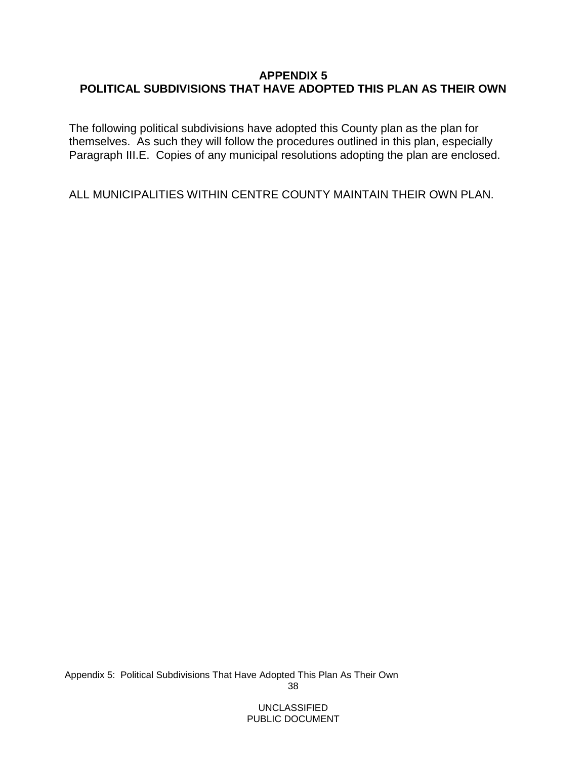## APPENDIX 5
## POLITICAL SUBDIVISIONS THAT HAVE ADOPTED THIS PLAN AS THEIR OWN

The following political subdivisions have adopted this County plan as the plan for themselves. As such they will follow the procedures outlined in this plan, especially Paragraph III.E. Copies of any municipal resolutions adopting the plan are enclosed.

ALL MUNICIPALITIES WITHIN CENTRE COUNTY MAINTAIN THEIR OWN PLAN.